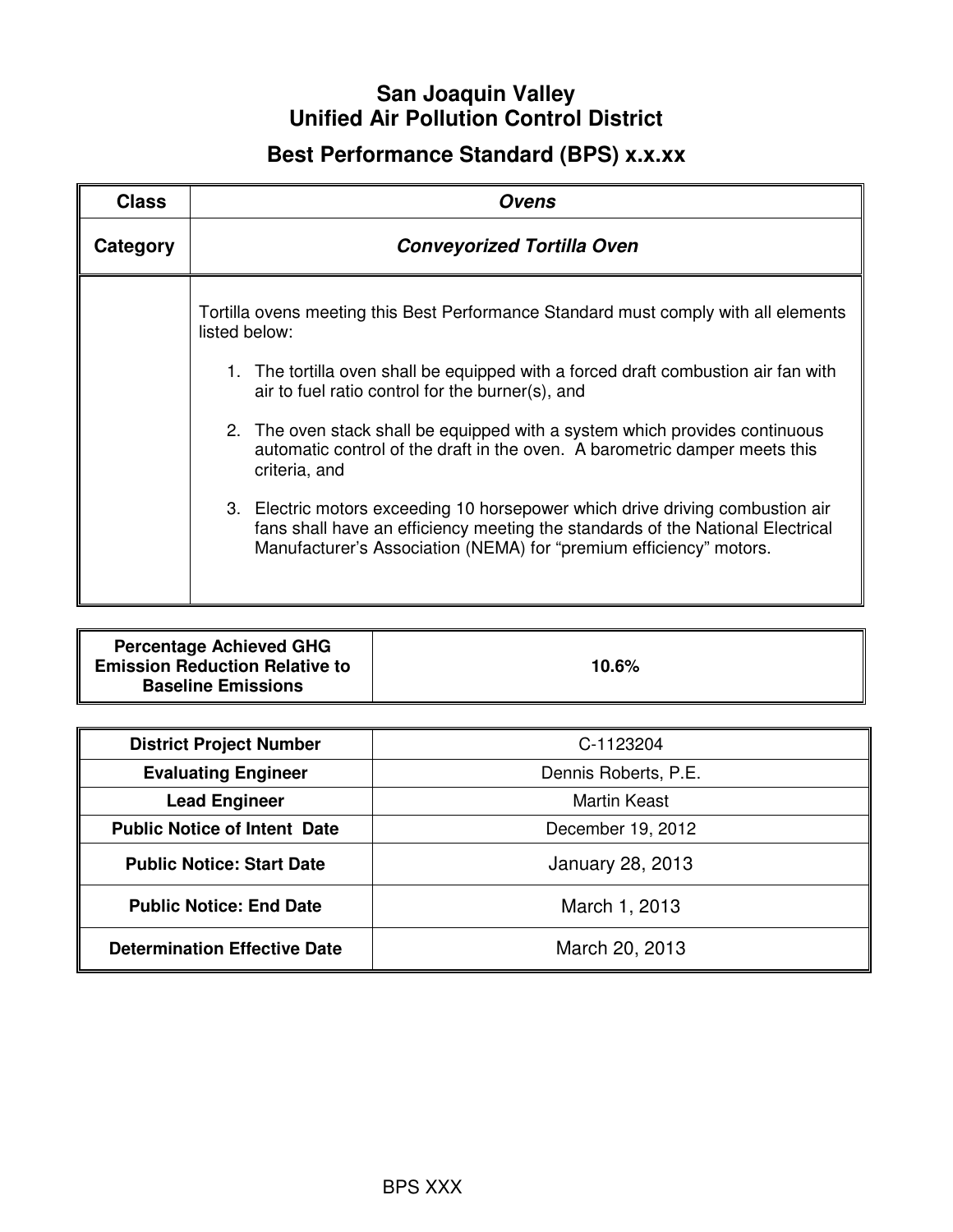# San Joaquin Valley
# Unified Air Pollution Control District

## Best Performance Standard (BPS) x.x.xx

| **Class** | ***Ovens*** |
|---|---|
| **Category** | ***Conveyorized Tortilla Oven*** |
| | Tortilla ovens meeting this Best Performance Standard must comply with all elements listed below:<br><br>1. The tortilla oven shall be equipped with a forced draft combustion air fan with air to fuel ratio control for the burner(s), and<br><br>2. The oven stack shall be equipped with a system which provides continuous automatic control of the draft in the oven. A barometric damper meets this criteria, and<br><br>3. Electric motors exceeding 10 horsepower which drive driving combustion air fans shall have an efficiency meeting the standards of the National Electrical Manufacturer's Association (NEMA) for "premium efficiency" motors. |

| **Percentage Achieved GHG Emission Reduction Relative to Baseline Emissions** | **10.6%** |
|---|---|

| **District Project Number** | C-1123204 |
|---|---|
| **Evaluating Engineer** | Dennis Roberts, P.E. |
| **Lead Engineer** | Martin Keast |
| **Public Notice of Intent Date** | December 19, 2012 |
| **Public Notice: Start Date** | January 28, 2013 |
| **Public Notice: End Date** | March 1, 2013 |
| **Determination Effective Date** | March 20, 2013 |

BPS XXX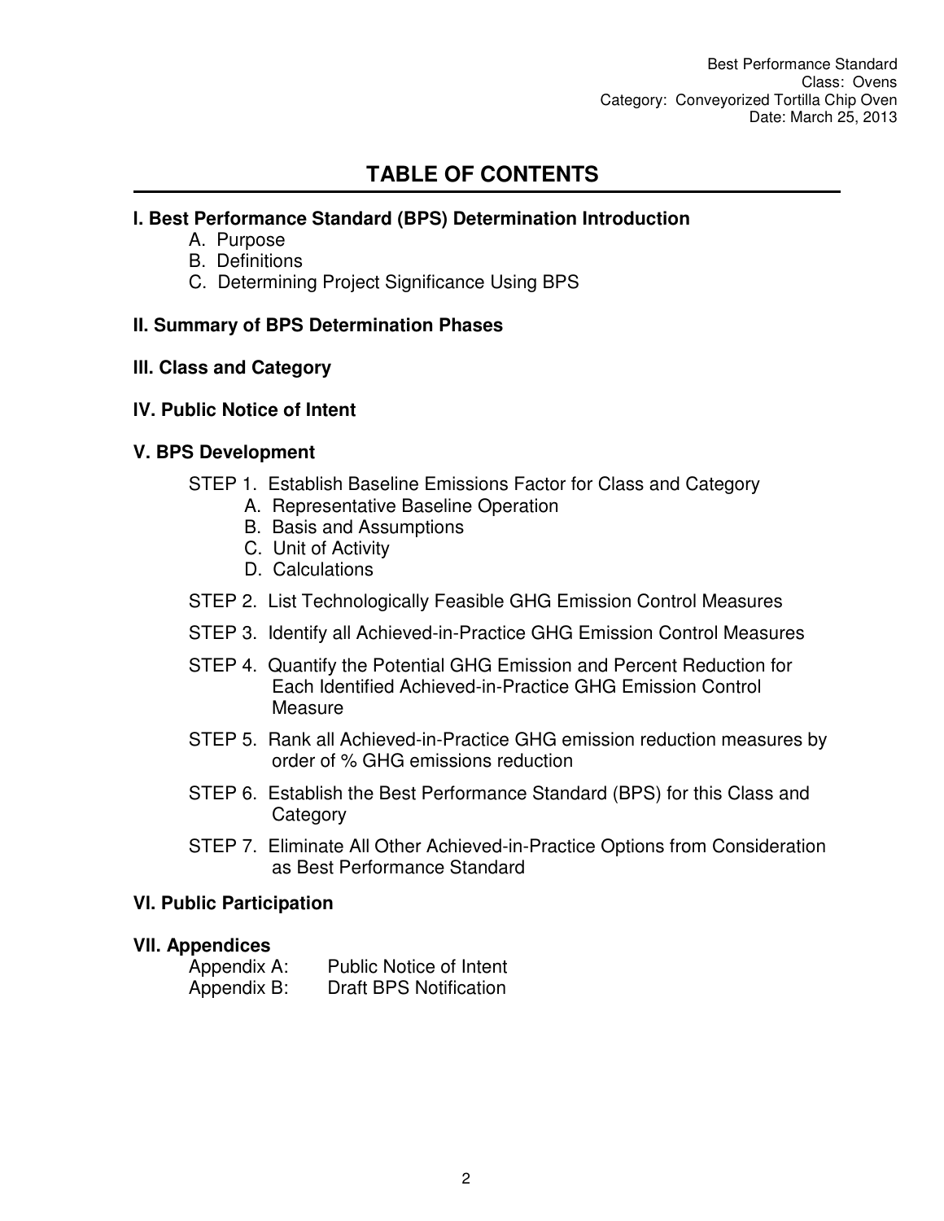# TABLE OF CONTENTS

**I. Best Performance Standard (BPS) Determination Introduction**

- A. Purpose
- B. Definitions
- C. Determining Project Significance Using BPS

**II. Summary of BPS Determination Phases**

**III. Class and Category**

**IV. Public Notice of Intent**

**V. BPS Development**

- STEP 1. Establish Baseline Emissions Factor for Class and Category
  - A. Representative Baseline Operation
  - B. Basis and Assumptions
  - C. Unit of Activity
  - D. Calculations
- STEP 2. List Technologically Feasible GHG Emission Control Measures
- STEP 3. Identify all Achieved-in-Practice GHG Emission Control Measures
- STEP 4. Quantify the Potential GHG Emission and Percent Reduction for Each Identified Achieved-in-Practice GHG Emission Control Measure
- STEP 5. Rank all Achieved-in-Practice GHG emission reduction measures by order of % GHG emissions reduction
- STEP 6. Establish the Best Performance Standard (BPS) for this Class and Category
- STEP 7. Eliminate All Other Achieved-in-Practice Options from Consideration as Best Performance Standard

**VI. Public Participation**

**VII. Appendices**

- Appendix A: Public Notice of Intent
- Appendix B: Draft BPS Notification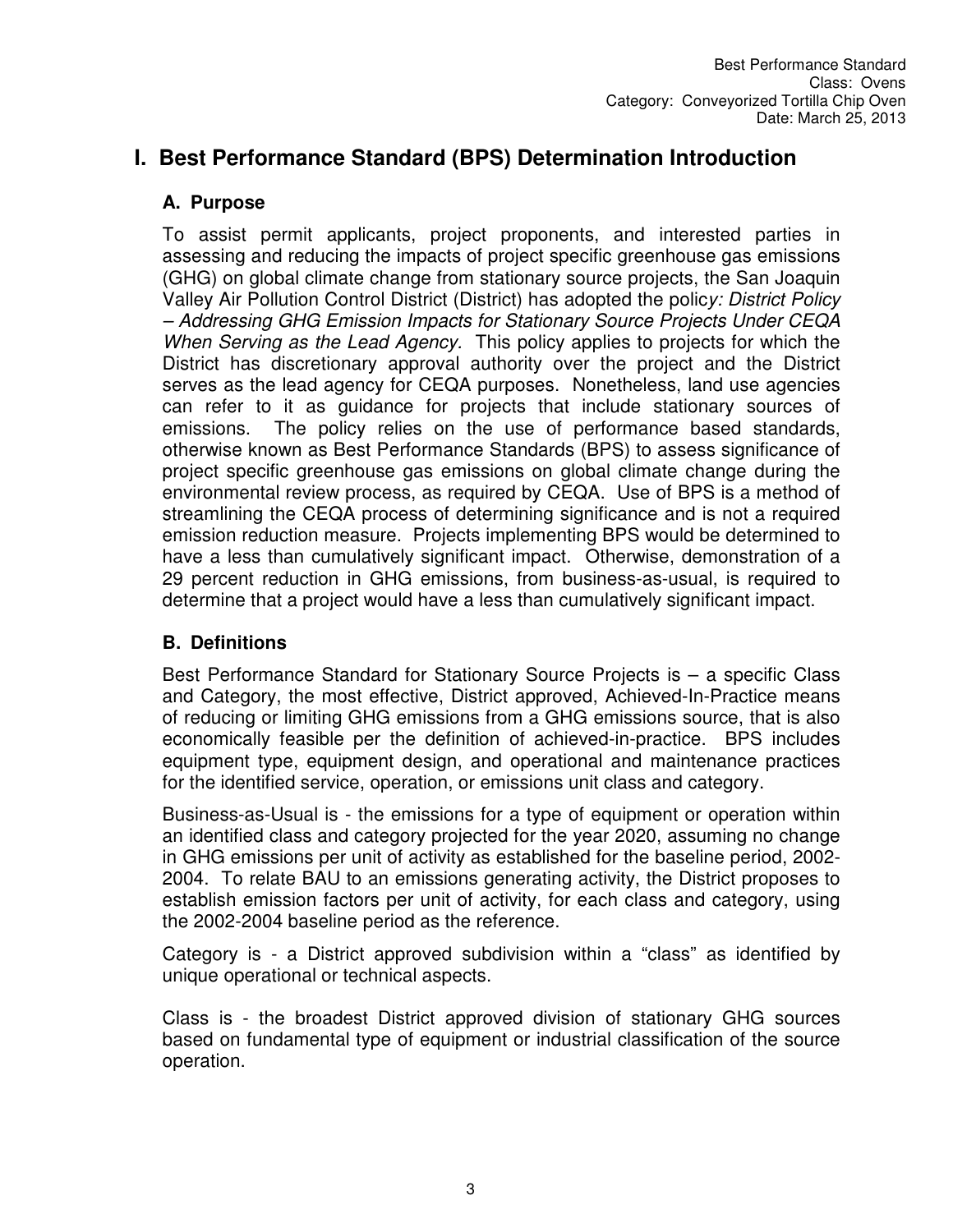# I. Best Performance Standard (BPS) Determination Introduction

## A. Purpose

To assist permit applicants, project proponents, and interested parties in assessing and reducing the impacts of project specific greenhouse gas emissions (GHG) on global climate change from stationary source projects, the San Joaquin Valley Air Pollution Control District (District) has adopted the polic*y: District Policy – Addressing GHG Emission Impacts for Stationary Source Projects Under CEQA When Serving as the Lead Agency.* This policy applies to projects for which the District has discretionary approval authority over the project and the District serves as the lead agency for CEQA purposes. Nonetheless, land use agencies can refer to it as guidance for projects that include stationary sources of emissions. The policy relies on the use of performance based standards, otherwise known as Best Performance Standards (BPS) to assess significance of project specific greenhouse gas emissions on global climate change during the environmental review process, as required by CEQA. Use of BPS is a method of streamlining the CEQA process of determining significance and is not a required emission reduction measure. Projects implementing BPS would be determined to have a less than cumulatively significant impact. Otherwise, demonstration of a 29 percent reduction in GHG emissions, from business-as-usual, is required to determine that a project would have a less than cumulatively significant impact.

## B. Definitions

Best Performance Standard for Stationary Source Projects is – a specific Class and Category, the most effective, District approved, Achieved-In-Practice means of reducing or limiting GHG emissions from a GHG emissions source, that is also economically feasible per the definition of achieved-in-practice. BPS includes equipment type, equipment design, and operational and maintenance practices for the identified service, operation, or emissions unit class and category.

Business-as-Usual is - the emissions for a type of equipment or operation within an identified class and category projected for the year 2020, assuming no change in GHG emissions per unit of activity as established for the baseline period, 2002-2004. To relate BAU to an emissions generating activity, the District proposes to establish emission factors per unit of activity, for each class and category, using the 2002-2004 baseline period as the reference.

Category is - a District approved subdivision within a "class" as identified by unique operational or technical aspects.

Class is - the broadest District approved division of stationary GHG sources based on fundamental type of equipment or industrial classification of the source operation.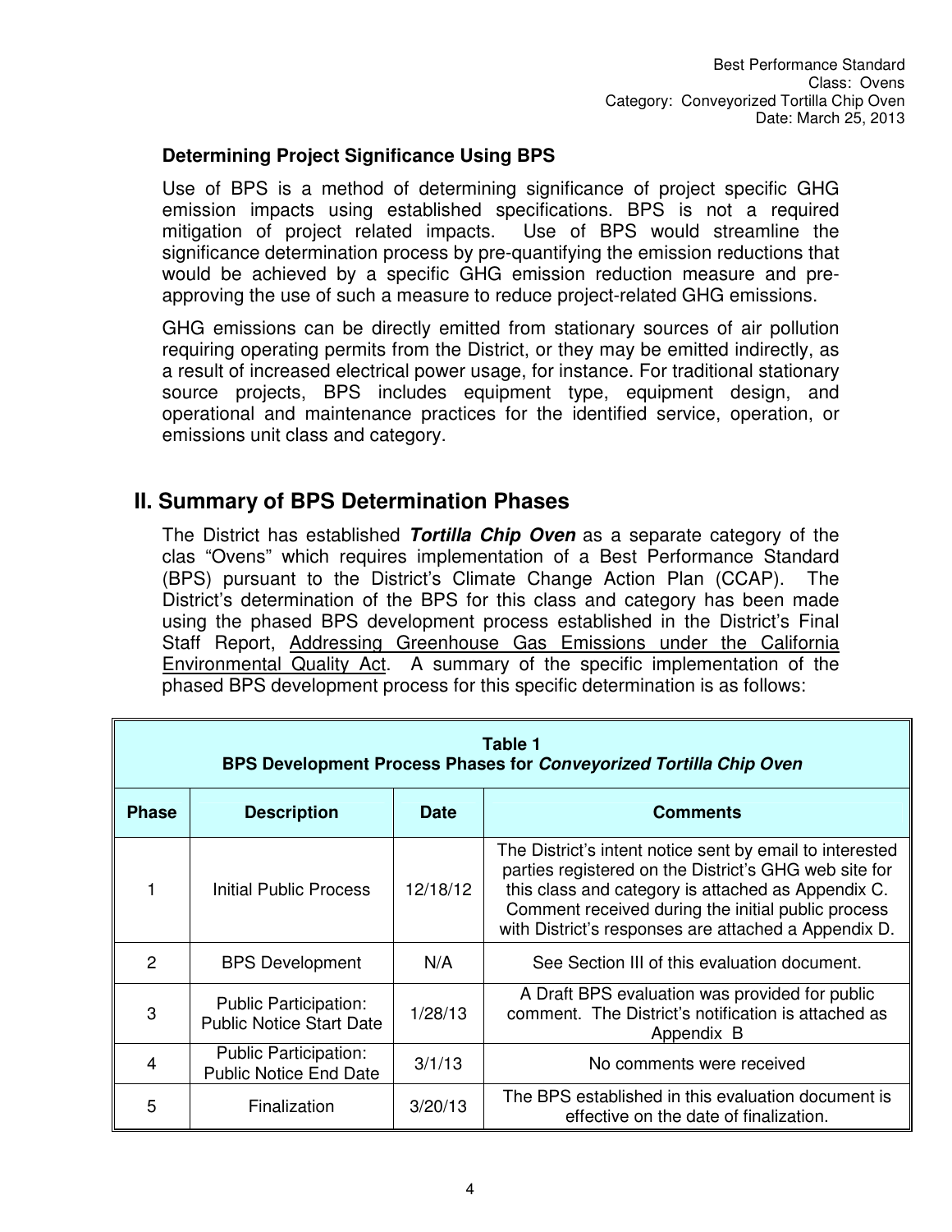**Determining Project Significance Using BPS**

Use of BPS is a method of determining significance of project specific GHG emission impacts using established specifications. BPS is not a required mitigation of project related impacts. Use of BPS would streamline the significance determination process by pre-quantifying the emission reductions that would be achieved by a specific GHG emission reduction measure and pre-approving the use of such a measure to reduce project-related GHG emissions.

GHG emissions can be directly emitted from stationary sources of air pollution requiring operating permits from the District, or they may be emitted indirectly, as a result of increased electrical power usage, for instance. For traditional stationary source projects, BPS includes equipment type, equipment design, and operational and maintenance practices for the identified service, operation, or emissions unit class and category.

## II. Summary of BPS Determination Phases

The District has established ***Tortilla Chip Oven*** as a separate category of the clas "Ovens" which requires implementation of a Best Performance Standard (BPS) pursuant to the District's Climate Change Action Plan (CCAP). The District's determination of the BPS for this class and category has been made using the phased BPS development process established in the District's Final Staff Report, Addressing Greenhouse Gas Emissions under the California Environmental Quality Act. A summary of the specific implementation of the phased BPS development process for this specific determination is as follows:

**Table 1**
**BPS Development Process Phases for *Conveyorized Tortilla Chip Oven***

| Phase | Description | Date | Comments |
|---|---|---|---|
| 1 | Initial Public Process | 12/18/12 | The District's intent notice sent by email to interested parties registered on the District's GHG web site for this class and category is attached as Appendix C. Comment received during the initial public process with District's responses are attached a Appendix D. |
| 2 | BPS Development | N/A | See Section III of this evaluation document. |
| 3 | Public Participation: Public Notice Start Date | 1/28/13 | A Draft BPS evaluation was provided for public comment. The District's notification is attached as Appendix B |
| 4 | Public Participation: Public Notice End Date | 3/1/13 | No comments were received |
| 5 | Finalization | 3/20/13 | The BPS established in this evaluation document is effective on the date of finalization. |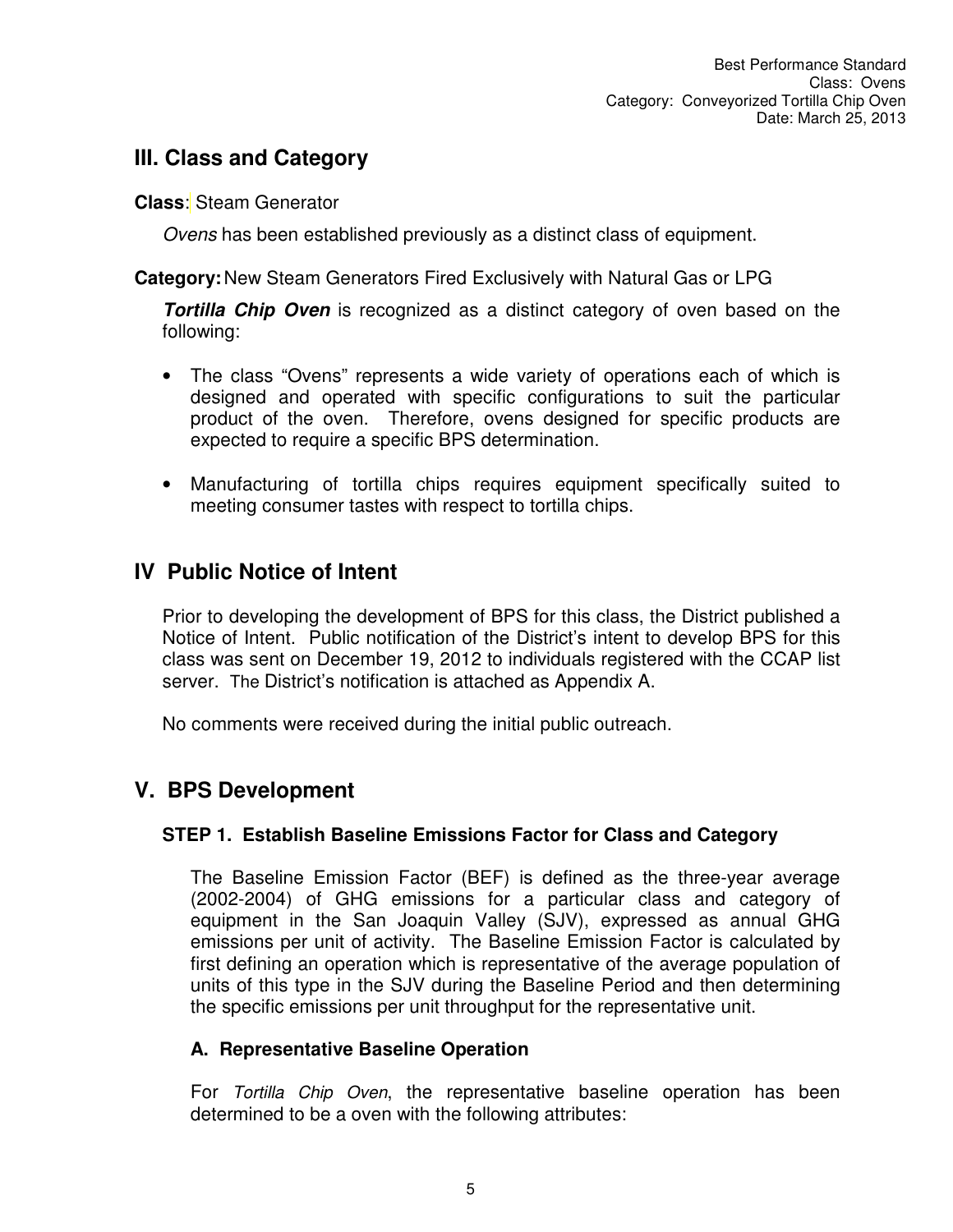## III. Class and Category

**Class**: Steam Generator

*Ovens* has been established previously as a distinct class of equipment.

**Category:** New Steam Generators Fired Exclusively with Natural Gas or LPG

***Tortilla Chip Oven*** is recognized as a distinct category of oven based on the following:

- The class "Ovens" represents a wide variety of operations each of which is designed and operated with specific configurations to suit the particular product of the oven. Therefore, ovens designed for specific products are expected to require a specific BPS determination.
- Manufacturing of tortilla chips requires equipment specifically suited to meeting consumer tastes with respect to tortilla chips.

## IV Public Notice of Intent

Prior to developing the development of BPS for this class, the District published a Notice of Intent. Public notification of the District's intent to develop BPS for this class was sent on December 19, 2012 to individuals registered with the CCAP list server. The District's notification is attached as Appendix A.

No comments were received during the initial public outreach.

## V. BPS Development

### STEP 1. Establish Baseline Emissions Factor for Class and Category

The Baseline Emission Factor (BEF) is defined as the three-year average (2002-2004) of GHG emissions for a particular class and category of equipment in the San Joaquin Valley (SJV), expressed as annual GHG emissions per unit of activity. The Baseline Emission Factor is calculated by first defining an operation which is representative of the average population of units of this type in the SJV during the Baseline Period and then determining the specific emissions per unit throughput for the representative unit.

#### A. Representative Baseline Operation

For *Tortilla Chip Oven*, the representative baseline operation has been determined to be a oven with the following attributes: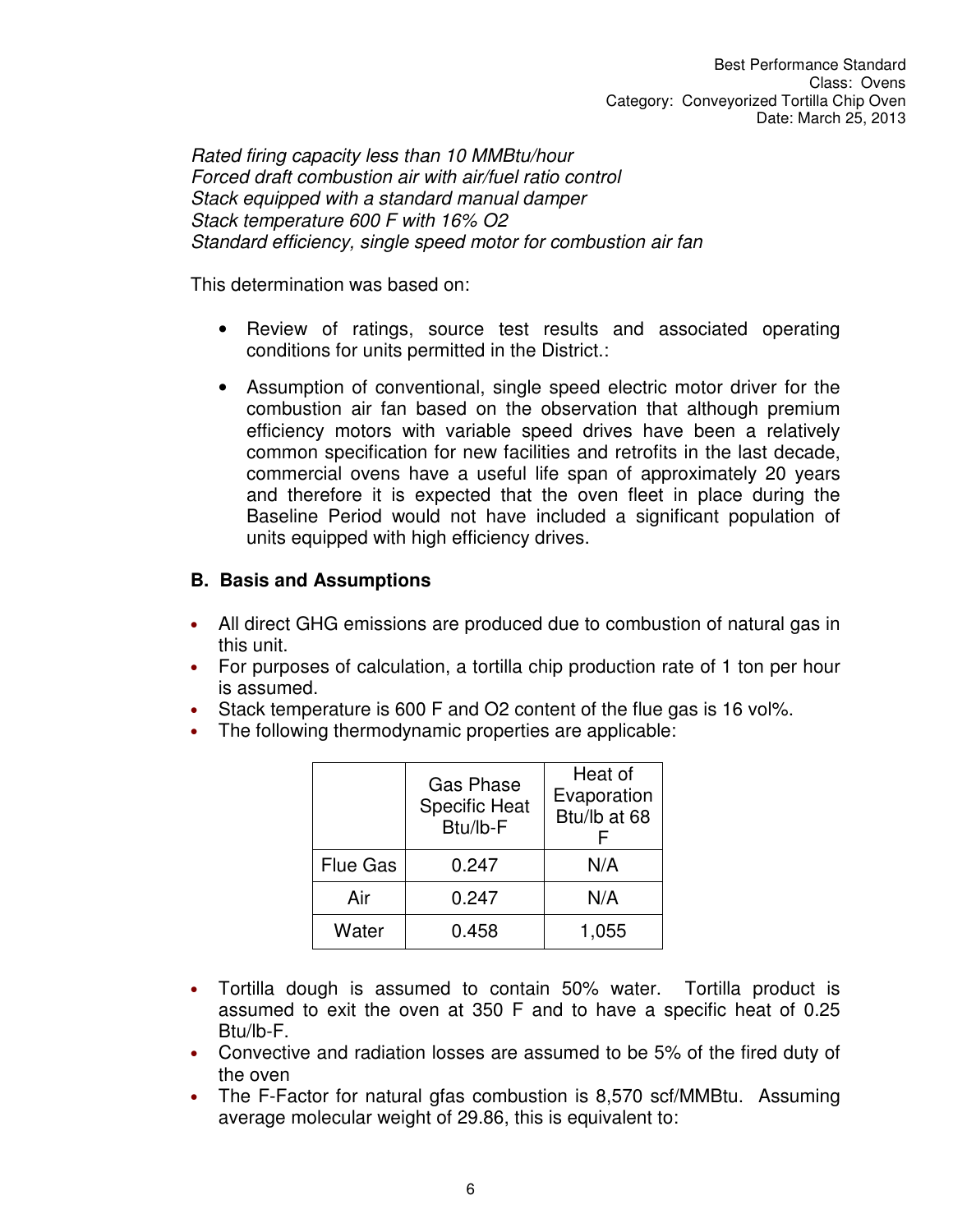*Rated firing capacity less than 10 MMBtu/hour*
*Forced draft combustion air with air/fuel ratio control*
*Stack equipped with a standard manual damper*
*Stack temperature 600 F with 16% O2*
*Standard efficiency, single speed motor for combustion air fan*

This determination was based on:

- Review of ratings, source test results and associated operating conditions for units permitted in the District.:
- Assumption of conventional, single speed electric motor driver for the combustion air fan based on the observation that although premium efficiency motors with variable speed drives have been a relatively common specification for new facilities and retrofits in the last decade, commercial ovens have a useful life span of approximately 20 years and therefore it is expected that the oven fleet in place during the Baseline Period would not have included a significant population of units equipped with high efficiency drives.

## B. Basis and Assumptions

- All direct GHG emissions are produced due to combustion of natural gas in this unit.
- For purposes of calculation, a tortilla chip production rate of 1 ton per hour is assumed.
- Stack temperature is 600 F and O2 content of the flue gas is 16 vol%.
- The following thermodynamic properties are applicable:

| | Gas Phase Specific Heat Btu/lb-F | Heat of Evaporation Btu/lb at 68 F |
|---|---|---|
| Flue Gas | 0.247 | N/A |
| Air | 0.247 | N/A |
| Water | 0.458 | 1,055 |

- Tortilla dough is assumed to contain 50% water. Tortilla product is assumed to exit the oven at 350 F and to have a specific heat of 0.25 Btu/lb-F.
- Convective and radiation losses are assumed to be 5% of the fired duty of the oven
- The F-Factor for natural gfas combustion is 8,570 scf/MMBtu. Assuming average molecular weight of 29.86, this is equivalent to: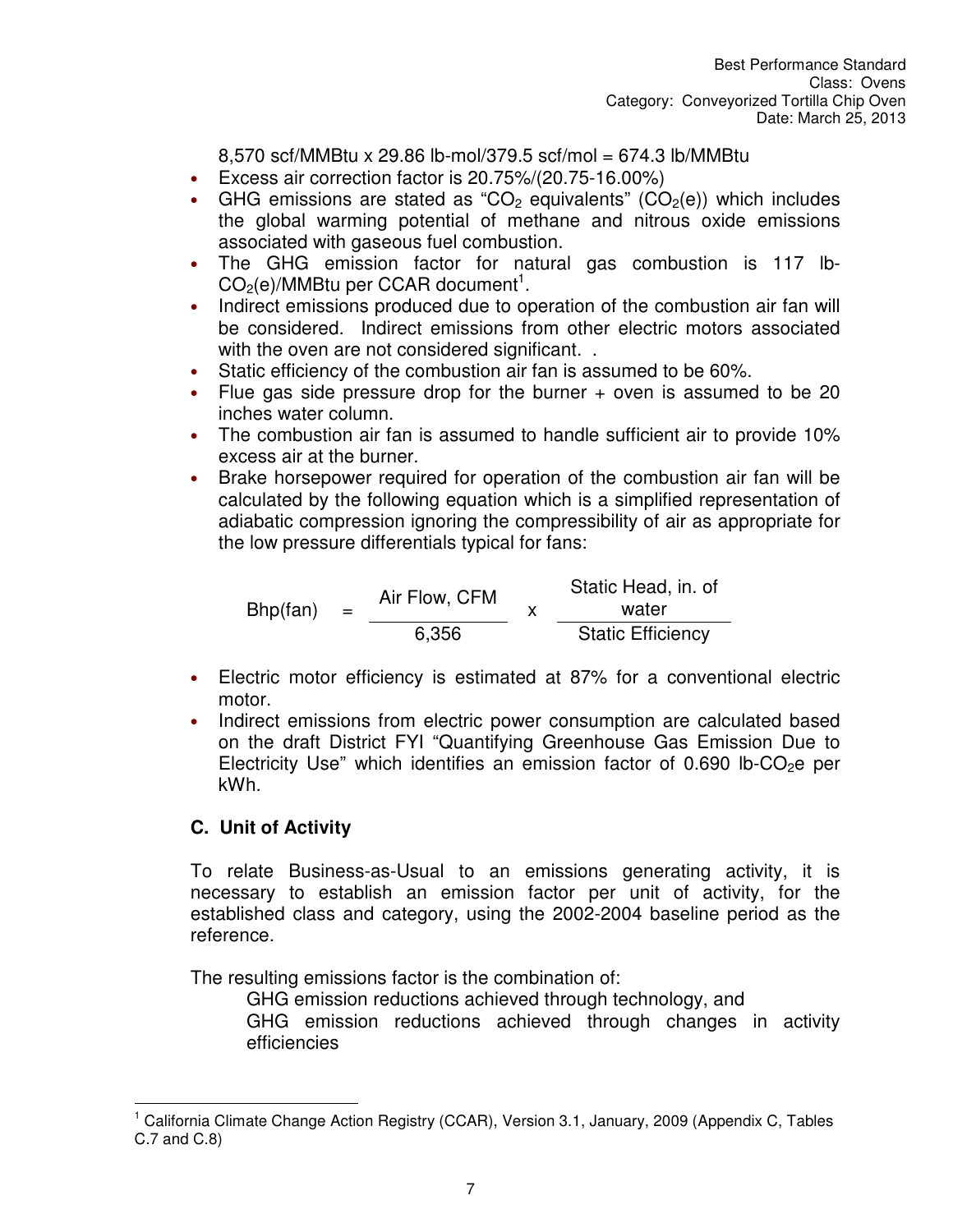8,570 scf/MMBtu x 29.86 lb-mol/379.5 scf/mol = 674.3 lb/MMBtu

- Excess air correction factor is 20.75%/(20.75-16.00%)
- GHG emissions are stated as "$CO_2$ equivalents" ($CO_2$(e)) which includes the global warming potential of methane and nitrous oxide emissions associated with gaseous fuel combustion.
- The GHG emission factor for natural gas combustion is 117 lb-$CO_2$(e)/MMBtu per CCAR document[1].
- Indirect emissions produced due to operation of the combustion air fan will be considered. Indirect emissions from other electric motors associated with the oven are not considered significant. .
- Static efficiency of the combustion air fan is assumed to be 60%.
- Flue gas side pressure drop for the burner + oven is assumed to be 20 inches water column.
- The combustion air fan is assumed to handle sufficient air to provide 10% excess air at the burner.
- Brake horsepower required for operation of the combustion air fan will be calculated by the following equation which is a simplified representation of adiabatic compression ignoring the compressibility of air as appropriate for the low pressure differentials typical for fans:

$$\text{Bhp(fan)} = \frac{\text{Air Flow, CFM}}{6{,}356} \times \frac{\text{Static Head, in. of water}}{\text{Static Efficiency}}$$

- Electric motor efficiency is estimated at 87% for a conventional electric motor.
- Indirect emissions from electric power consumption are calculated based on the draft District FYI "Quantifying Greenhouse Gas Emission Due to Electricity Use" which identifies an emission factor of 0.690 lb-$CO_2$e per kWh.

## C. Unit of Activity

To relate Business-as-Usual to an emissions generating activity, it is necessary to establish an emission factor per unit of activity, for the established class and category, using the 2002-2004 baseline period as the reference.

The resulting emissions factor is the combination of:

GHG emission reductions achieved through technology, and

GHG emission reductions achieved through changes in activity efficiencies

[1] California Climate Change Action Registry (CCAR), Version 3.1, January, 2009 (Appendix C, Tables C.7 and C.8)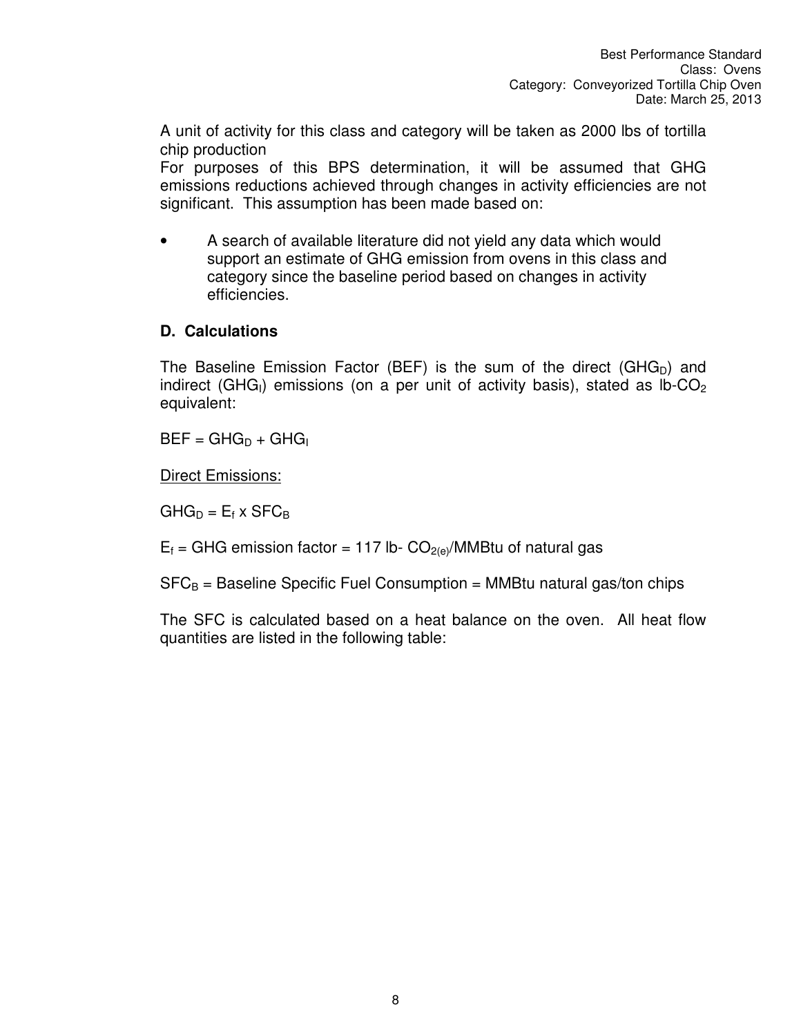A unit of activity for this class and category will be taken as 2000 lbs of tortilla chip production

For purposes of this BPS determination, it will be assumed that GHG emissions reductions achieved through changes in activity efficiencies are not significant. This assumption has been made based on:

- A search of available literature did not yield any data which would support an estimate of GHG emission from ovens in this class and category since the baseline period based on changes in activity efficiencies.

### D. Calculations

The Baseline Emission Factor (BEF) is the sum of the direct ($GHG_D$) and indirect ($GHG_I$) emissions (on a per unit of activity basis), stated as lb-$CO_2$ equivalent:

$$BEF = GHG_D + GHG_I$$

<u>Direct Emissions:</u>

$$GHG_D = E_f \times SFC_B$$

$E_f$ = GHG emission factor = 117 lb- $CO_{2(e)}$/MMBtu of natural gas

$SFC_B$ = Baseline Specific Fuel Consumption = MMBtu natural gas/ton chips

The SFC is calculated based on a heat balance on the oven. All heat flow quantities are listed in the following table: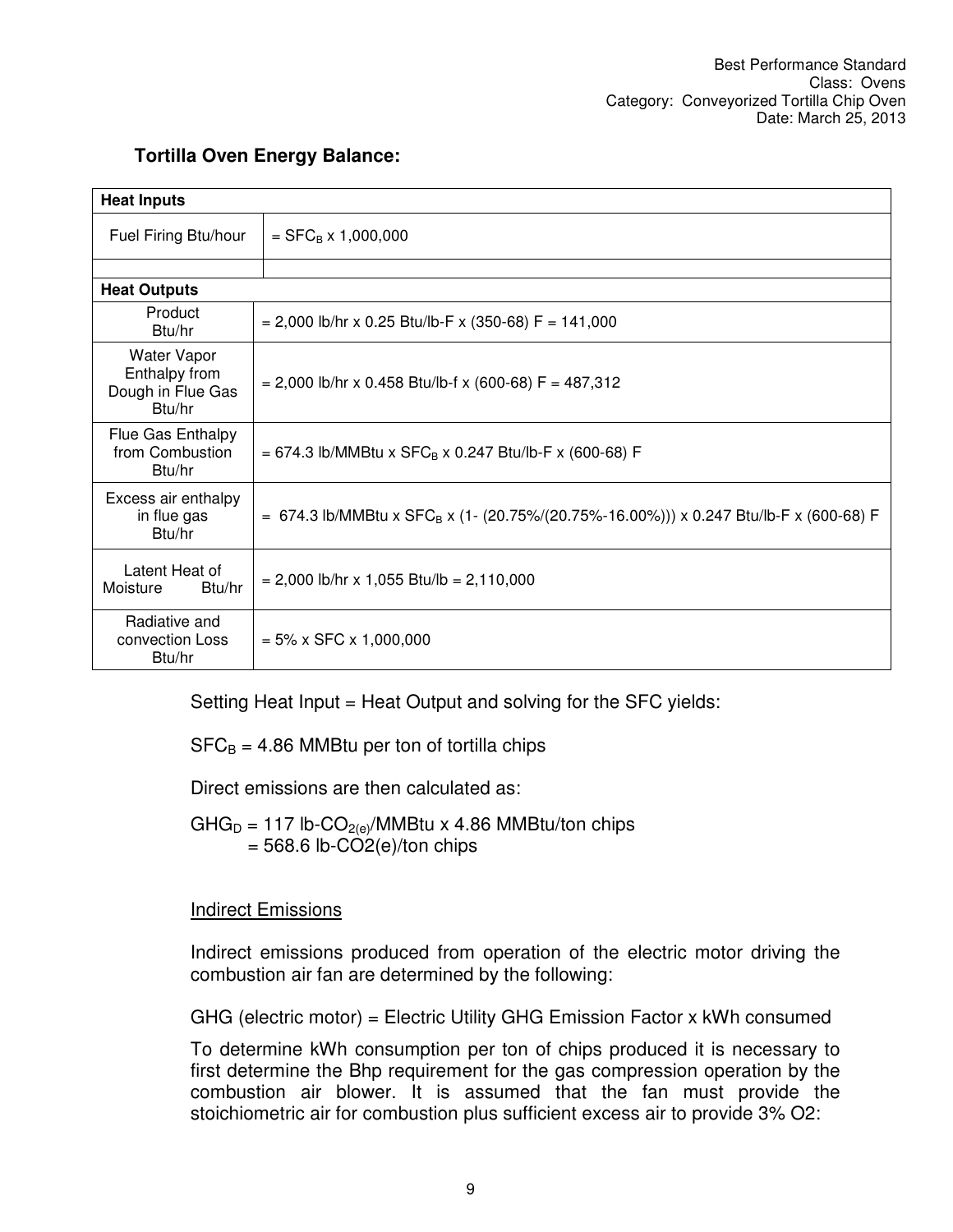**Tortilla Oven Energy Balance:**

| Heat Inputs | |
|---|---|
| Fuel Firing Btu/hour | = $SFC_B$ x 1,000,000 |
| | |
| **Heat Outputs** | |
| Product Btu/hr | = 2,000 lb/hr x 0.25 Btu/lb-F x (350-68) F = 141,000 |
| Water Vapor Enthalpy from Dough in Flue Gas Btu/hr | = 2,000 lb/hr x 0.458 Btu/lb-f x (600-68) F = 487,312 |
| Flue Gas Enthalpy from Combustion Btu/hr | = 674.3 lb/MMBtu x $SFC_B$ x 0.247 Btu/lb-F x (600-68) F |
| Excess air enthalpy in flue gas Btu/hr | = 674.3 lb/MMBtu x $SFC_B$ x (1- (20.75%/(20.75%-16.00%))) x 0.247 Btu/lb-F x (600-68) F |
| Latent Heat of Moisture Btu/hr | = 2,000 lb/hr x 1,055 Btu/lb = 2,110,000 |
| Radiative and convection Loss Btu/hr | = 5% x SFC x 1,000,000 |

Setting Heat Input = Heat Output and solving for the SFC yields:

$SFC_B$ = 4.86 MMBtu per ton of tortilla chips

Direct emissions are then calculated as:

$GHG_D$ = 117 lb-$CO_{2(e)}$/MMBtu x 4.86 MMBtu/ton chips
= 568.6 lb-CO2(e)/ton chips

Indirect Emissions

Indirect emissions produced from operation of the electric motor driving the combustion air fan are determined by the following:

GHG (electric motor) = Electric Utility GHG Emission Factor x kWh consumed

To determine kWh consumption per ton of chips produced it is necessary to first determine the Bhp requirement for the gas compression operation by the combustion air blower. It is assumed that the fan must provide the stoichiometric air for combustion plus sufficient excess air to provide 3% O2: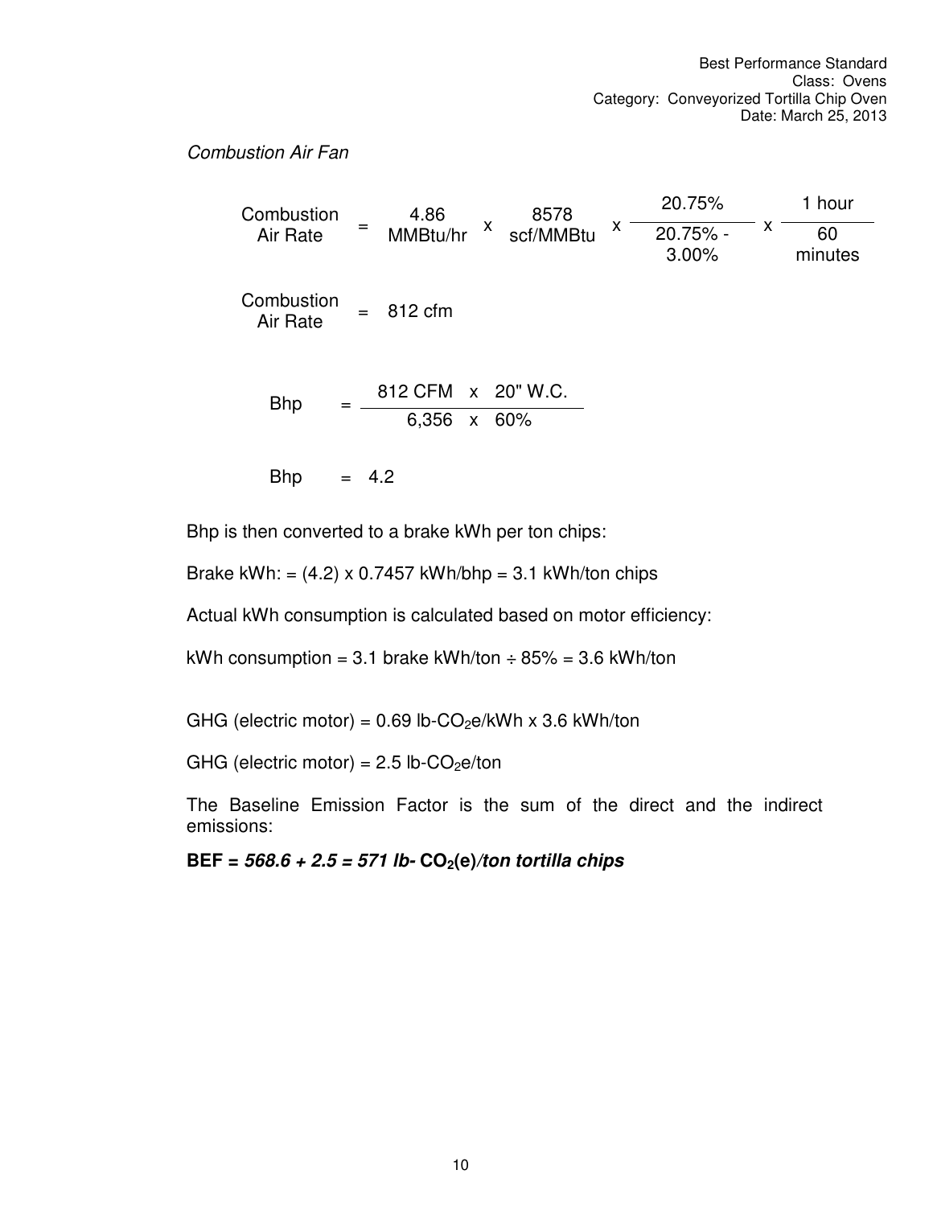*Combustion Air Fan*

$$\text{Combustion Air Rate} = 4.86 \text{ MMBtu/hr} \times 8578 \text{ scf/MMBtu} \times \frac{20.75\%}{20.75\% - 3.00\%} \times \frac{1 \text{ hour}}{60 \text{ minutes}}$$

$$\text{Combustion Air Rate} = 812 \text{ cfm}$$

$$\text{Bhp} = \frac{812 \text{ CFM} \times 20\text{" W.C.}}{6{,}356 \times 60\%}$$

$$\text{Bhp} = 4.2$$

Bhp is then converted to a brake kWh per ton chips:

Brake kWh: = (4.2) x 0.7457 kWh/bhp = 3.1 kWh/ton chips

Actual kWh consumption is calculated based on motor efficiency:

kWh consumption = 3.1 brake kWh/ton ÷ 85% = 3.6 kWh/ton

GHG (electric motor) = 0.69 lb-$CO_2$e/kWh x 3.6 kWh/ton

GHG (electric motor) = 2.5 lb-$CO_2$e/ton

The Baseline Emission Factor is the sum of the direct and the indirect emissions:

**BEF = *568.6 + 2.5 = 571 lb-* $CO_2$(e)*/ton tortilla chips***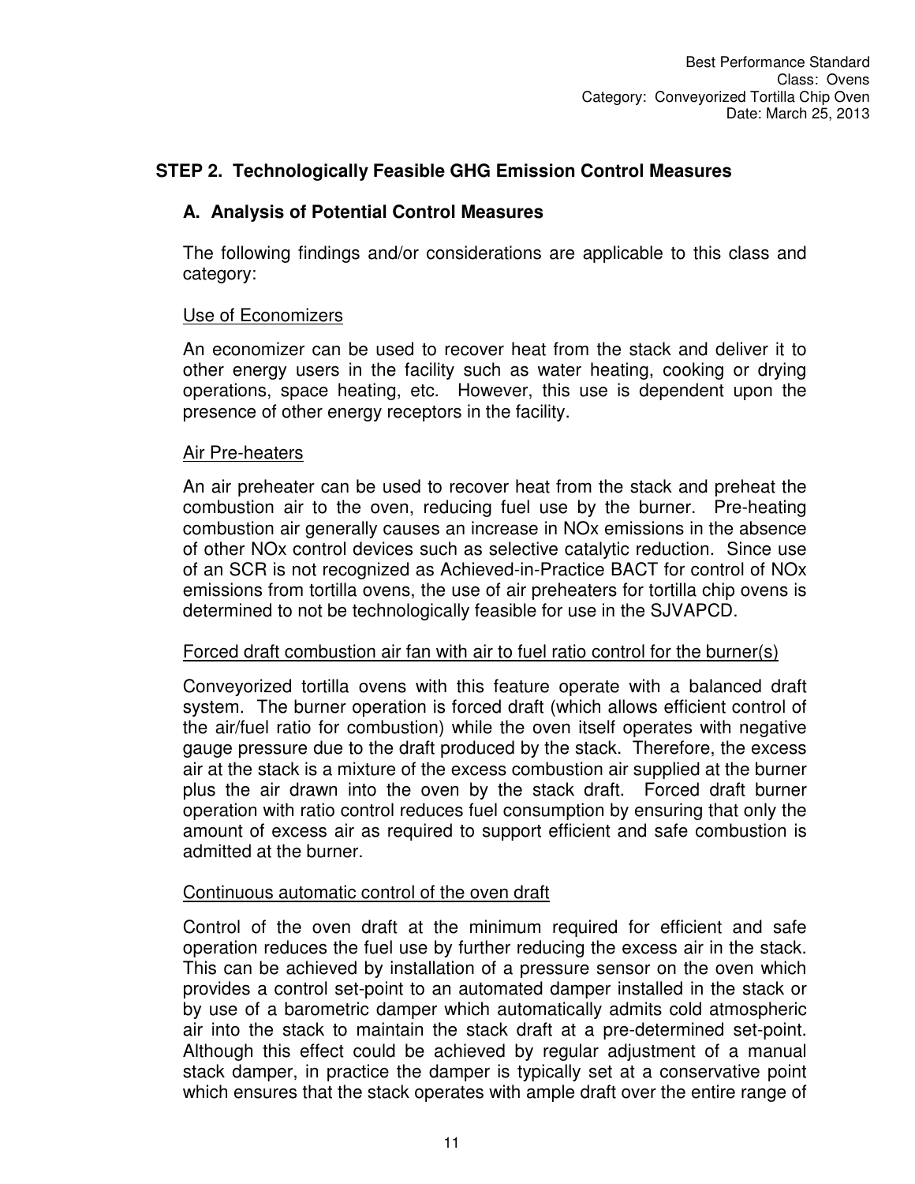## STEP 2. Technologically Feasible GHG Emission Control Measures

### A. Analysis of Potential Control Measures

The following findings and/or considerations are applicable to this class and category:

Use of Economizers

An economizer can be used to recover heat from the stack and deliver it to other energy users in the facility such as water heating, cooking or drying operations, space heating, etc. However, this use is dependent upon the presence of other energy receptors in the facility.

Air Pre-heaters

An air preheater can be used to recover heat from the stack and preheat the combustion air to the oven, reducing fuel use by the burner. Pre-heating combustion air generally causes an increase in NOx emissions in the absence of other NOx control devices such as selective catalytic reduction. Since use of an SCR is not recognized as Achieved-in-Practice BACT for control of NOx emissions from tortilla ovens, the use of air preheaters for tortilla chip ovens is determined to not be technologically feasible for use in the SJVAPCD.

Forced draft combustion air fan with air to fuel ratio control for the burner(s)

Conveyorized tortilla ovens with this feature operate with a balanced draft system. The burner operation is forced draft (which allows efficient control of the air/fuel ratio for combustion) while the oven itself operates with negative gauge pressure due to the draft produced by the stack. Therefore, the excess air at the stack is a mixture of the excess combustion air supplied at the burner plus the air drawn into the oven by the stack draft. Forced draft burner operation with ratio control reduces fuel consumption by ensuring that only the amount of excess air as required to support efficient and safe combustion is admitted at the burner.

Continuous automatic control of the oven draft

Control of the oven draft at the minimum required for efficient and safe operation reduces the fuel use by further reducing the excess air in the stack. This can be achieved by installation of a pressure sensor on the oven which provides a control set-point to an automated damper installed in the stack or by use of a barometric damper which automatically admits cold atmospheric air into the stack to maintain the stack draft at a pre-determined set-point. Although this effect could be achieved by regular adjustment of a manual stack damper, in practice the damper is typically set at a conservative point which ensures that the stack operates with ample draft over the entire range of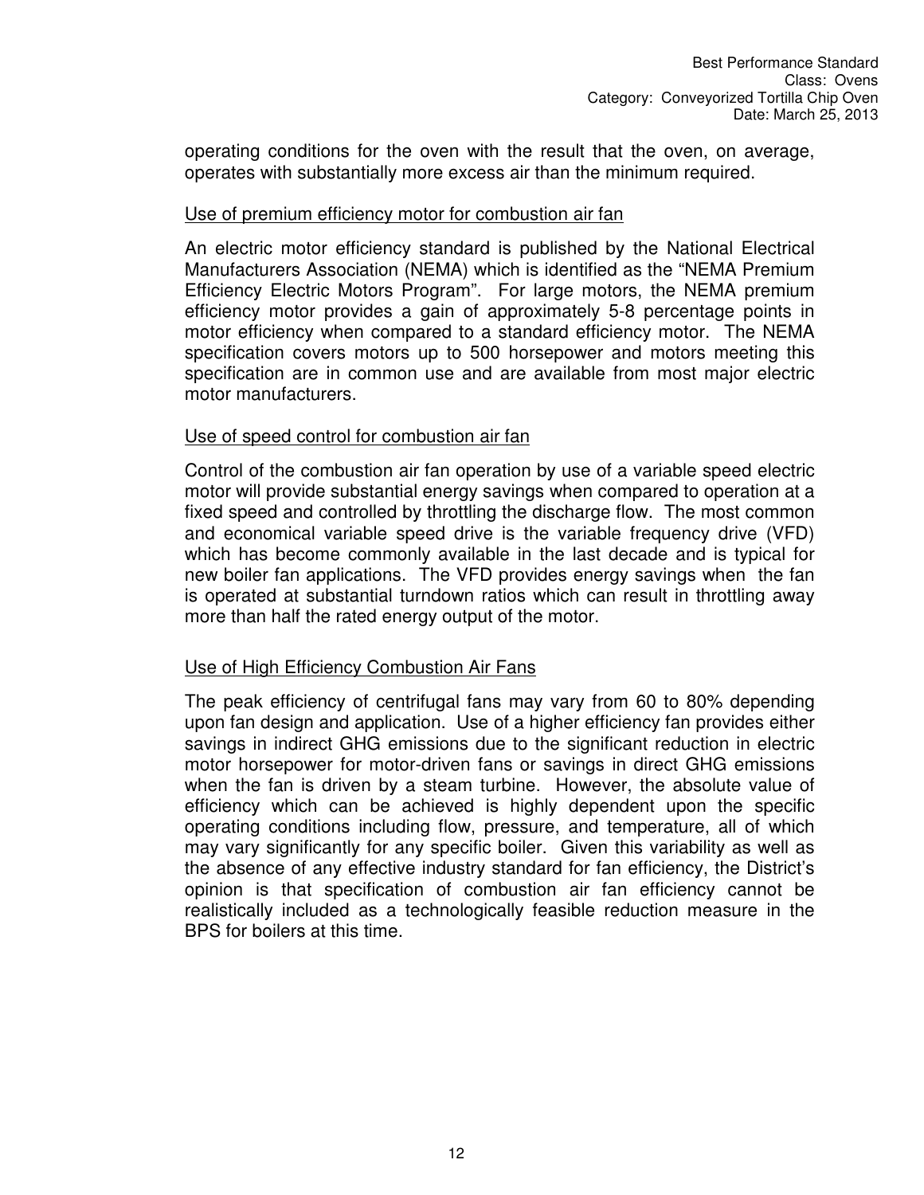operating conditions for the oven with the result that the oven, on average, operates with substantially more excess air than the minimum required.

Use of premium efficiency motor for combustion air fan

An electric motor efficiency standard is published by the National Electrical Manufacturers Association (NEMA) which is identified as the “NEMA Premium Efficiency Electric Motors Program”. For large motors, the NEMA premium efficiency motor provides a gain of approximately 5-8 percentage points in motor efficiency when compared to a standard efficiency motor. The NEMA specification covers motors up to 500 horsepower and motors meeting this specification are in common use and are available from most major electric motor manufacturers.

Use of speed control for combustion air fan

Control of the combustion air fan operation by use of a variable speed electric motor will provide substantial energy savings when compared to operation at a fixed speed and controlled by throttling the discharge flow. The most common and economical variable speed drive is the variable frequency drive (VFD) which has become commonly available in the last decade and is typical for new boiler fan applications. The VFD provides energy savings when the fan is operated at substantial turndown ratios which can result in throttling away more than half the rated energy output of the motor.

Use of High Efficiency Combustion Air Fans

The peak efficiency of centrifugal fans may vary from 60 to 80% depending upon fan design and application. Use of a higher efficiency fan provides either savings in indirect GHG emissions due to the significant reduction in electric motor horsepower for motor-driven fans or savings in direct GHG emissions when the fan is driven by a steam turbine. However, the absolute value of efficiency which can be achieved is highly dependent upon the specific operating conditions including flow, pressure, and temperature, all of which may vary significantly for any specific boiler. Given this variability as well as the absence of any effective industry standard for fan efficiency, the District’s opinion is that specification of combustion air fan efficiency cannot be realistically included as a technologically feasible reduction measure in the BPS for boilers at this time.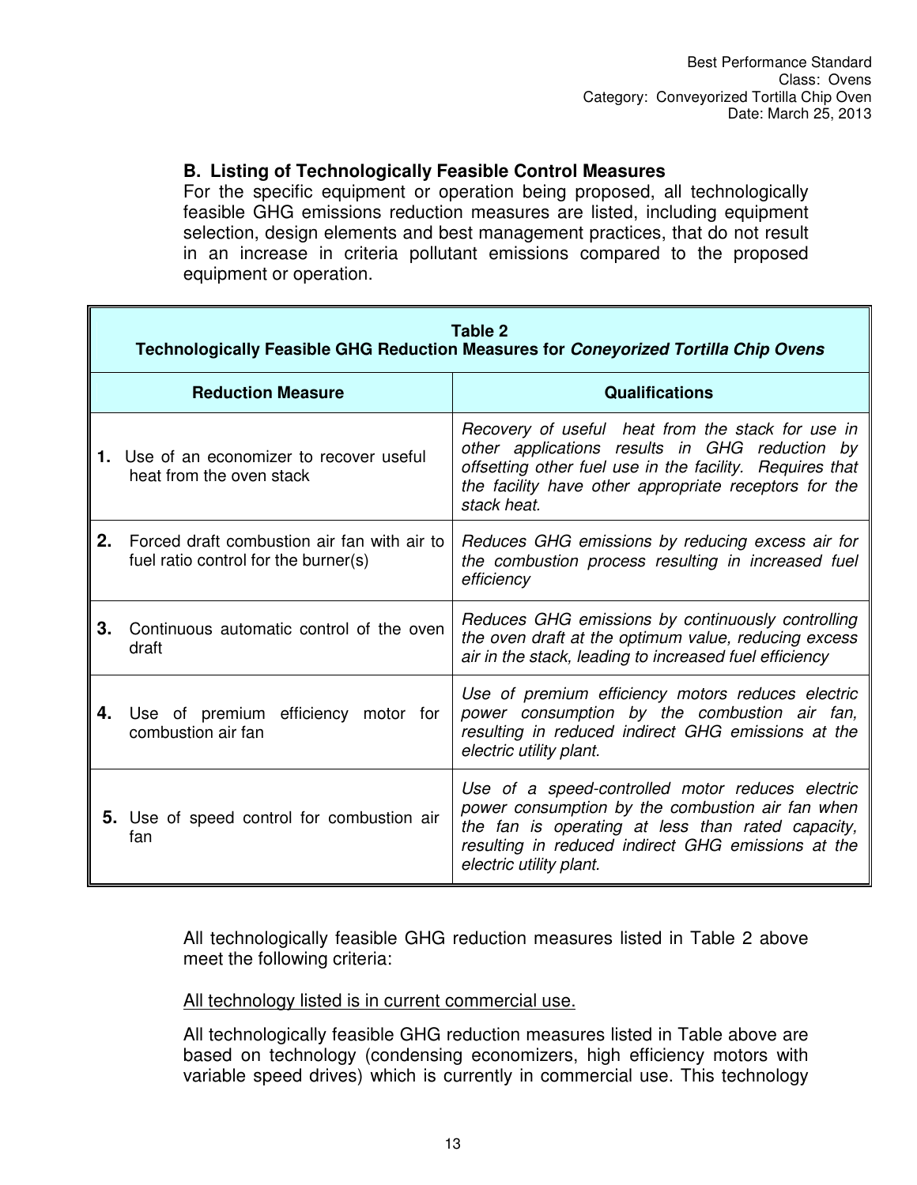### B. Listing of Technologically Feasible Control Measures

For the specific equipment or operation being proposed, all technologically feasible GHG emissions reduction measures are listed, including equipment selection, design elements and best management practices, that do not result in an increase in criteria pollutant emissions compared to the proposed equipment or operation.

**Table 2**
**Technologically Feasible GHG Reduction Measures for *Coneyorized Tortilla Chip Ovens***

| Reduction Measure | Qualifications |
|---|---|
| **1.** Use of an economizer to recover useful heat from the oven stack | *Recovery of useful heat from the stack for use in other applications results in GHG reduction by offsetting other fuel use in the facility. Requires that the facility have other appropriate receptors for the stack heat.* |
| **2.** Forced draft combustion air fan with air to fuel ratio control for the burner(s) | *Reduces GHG emissions by reducing excess air for the combustion process resulting in increased fuel efficiency* |
| **3.** Continuous automatic control of the oven draft | *Reduces GHG emissions by continuously controlling the oven draft at the optimum value, reducing excess air in the stack, leading to increased fuel efficiency* |
| **4.** Use of premium efficiency motor for combustion air fan | *Use of premium efficiency motors reduces electric power consumption by the combustion air fan, resulting in reduced indirect GHG emissions at the electric utility plant.* |
| **5.** Use of speed control for combustion air fan | *Use of a speed-controlled motor reduces electric power consumption by the combustion air fan when the fan is operating at less than rated capacity, resulting in reduced indirect GHG emissions at the electric utility plant.* |

All technologically feasible GHG reduction measures listed in Table 2 above meet the following criteria:

<u>All technology listed is in current commercial use.</u>

All technologically feasible GHG reduction measures listed in Table above are based on technology (condensing economizers, high efficiency motors with variable speed drives) which is currently in commercial use. This technology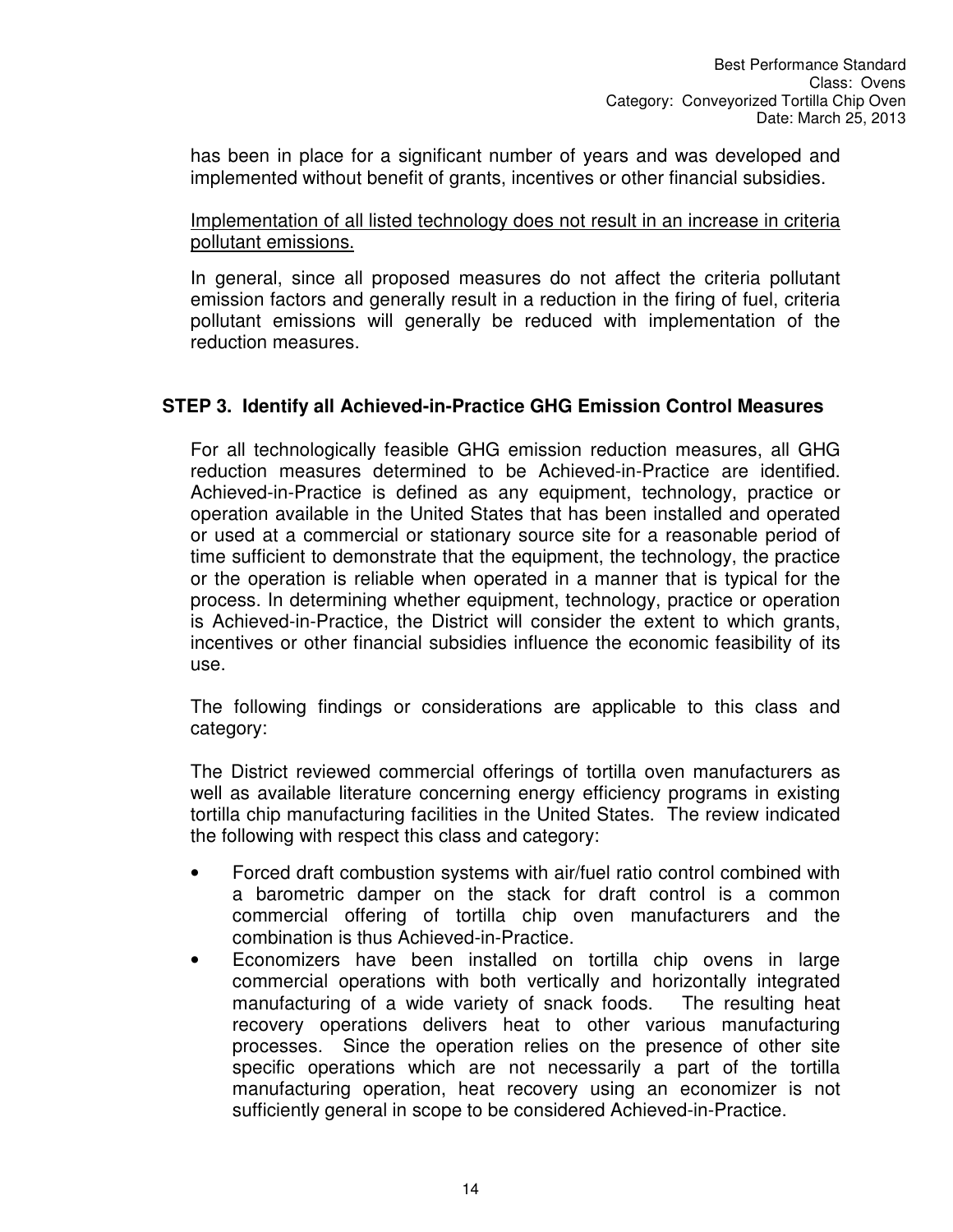has been in place for a significant number of years and was developed and implemented without benefit of grants, incentives or other financial subsidies.

<u>Implementation of all listed technology does not result in an increase in criteria pollutant emissions.</u>

In general, since all proposed measures do not affect the criteria pollutant emission factors and generally result in a reduction in the firing of fuel, criteria pollutant emissions will generally be reduced with implementation of the reduction measures.

## STEP 3. Identify all Achieved-in-Practice GHG Emission Control Measures

For all technologically feasible GHG emission reduction measures, all GHG reduction measures determined to be Achieved-in-Practice are identified. Achieved-in-Practice is defined as any equipment, technology, practice or operation available in the United States that has been installed and operated or used at a commercial or stationary source site for a reasonable period of time sufficient to demonstrate that the equipment, the technology, the practice or the operation is reliable when operated in a manner that is typical for the process. In determining whether equipment, technology, practice or operation is Achieved-in-Practice, the District will consider the extent to which grants, incentives or other financial subsidies influence the economic feasibility of its use.

The following findings or considerations are applicable to this class and category:

The District reviewed commercial offerings of tortilla oven manufacturers as well as available literature concerning energy efficiency programs in existing tortilla chip manufacturing facilities in the United States. The review indicated the following with respect this class and category:

- Forced draft combustion systems with air/fuel ratio control combined with a barometric damper on the stack for draft control is a common commercial offering of tortilla chip oven manufacturers and the combination is thus Achieved-in-Practice.
- Economizers have been installed on tortilla chip ovens in large commercial operations with both vertically and horizontally integrated manufacturing of a wide variety of snack foods. The resulting heat recovery operations delivers heat to other various manufacturing processes. Since the operation relies on the presence of other site specific operations which are not necessarily a part of the tortilla manufacturing operation, heat recovery using an economizer is not sufficiently general in scope to be considered Achieved-in-Practice.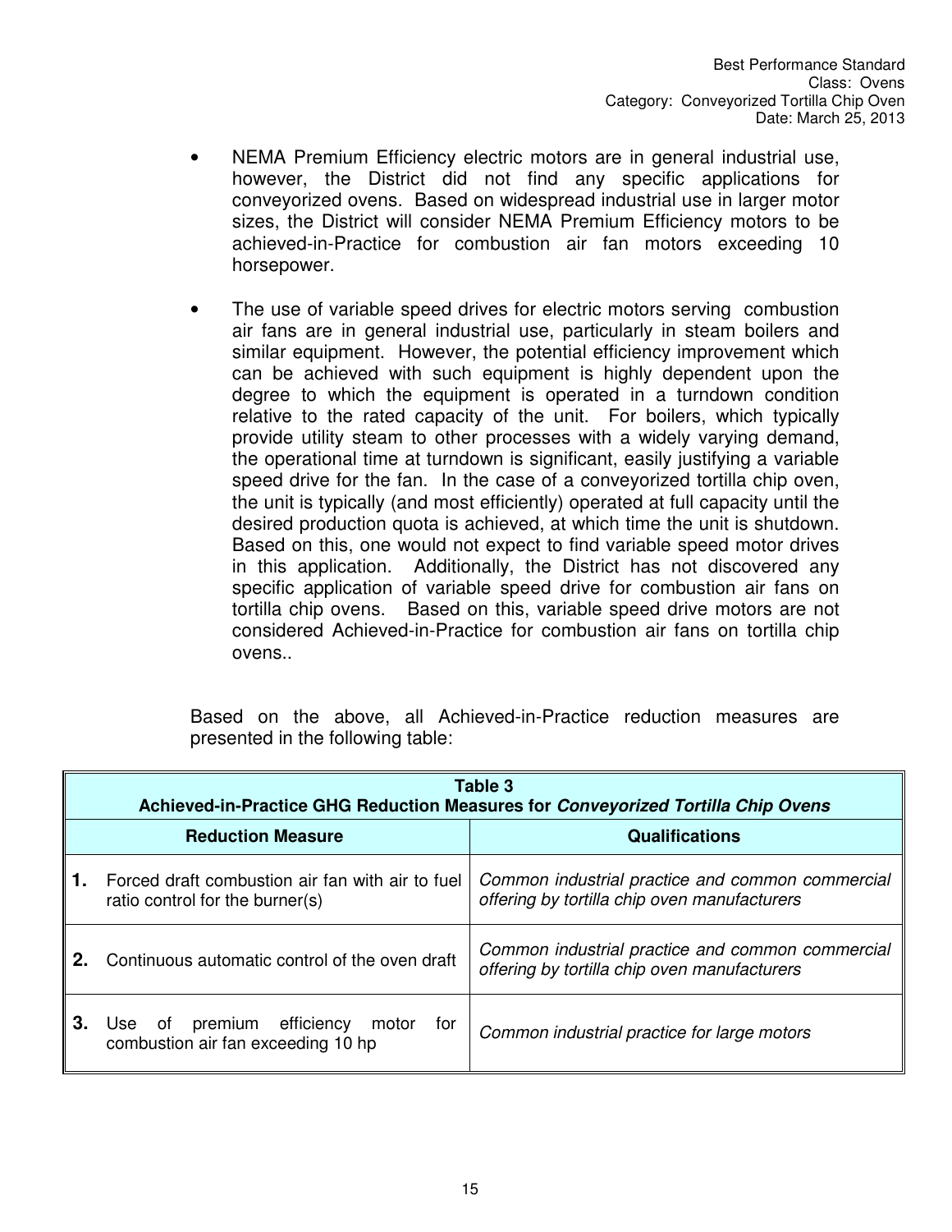- NEMA Premium Efficiency electric motors are in general industrial use, however, the District did not find any specific applications for conveyorized ovens. Based on widespread industrial use in larger motor sizes, the District will consider NEMA Premium Efficiency motors to be achieved-in-Practice for combustion air fan motors exceeding 10 horsepower.

- The use of variable speed drives for electric motors serving combustion air fans are in general industrial use, particularly in steam boilers and similar equipment. However, the potential efficiency improvement which can be achieved with such equipment is highly dependent upon the degree to which the equipment is operated in a turndown condition relative to the rated capacity of the unit. For boilers, which typically provide utility steam to other processes with a widely varying demand, the operational time at turndown is significant, easily justifying a variable speed drive for the fan. In the case of a conveyorized tortilla chip oven, the unit is typically (and most efficiently) operated at full capacity until the desired production quota is achieved, at which time the unit is shutdown. Based on this, one would not expect to find variable speed motor drives in this application. Additionally, the District has not discovered any specific application of variable speed drive for combustion air fans on tortilla chip ovens. Based on this, variable speed drive motors are not considered Achieved-in-Practice for combustion air fans on tortilla chip ovens..

Based on the above, all Achieved-in-Practice reduction measures are presented in the following table:

**Table 3**
**Achieved-in-Practice GHG Reduction Measures for *Conveyorized Tortilla Chip Ovens***

| | Reduction Measure | Qualifications |
|---|---|---|
| **1.** | Forced draft combustion air fan with air to fuel ratio control for the burner(s) | *Common industrial practice and common commercial offering by tortilla chip oven manufacturers* |
| **2.** | Continuous automatic control of the oven draft | *Common industrial practice and common commercial offering by tortilla chip oven manufacturers* |
| **3.** | Use of premium efficiency motor for combustion air fan exceeding 10 hp | *Common industrial practice for large motors* |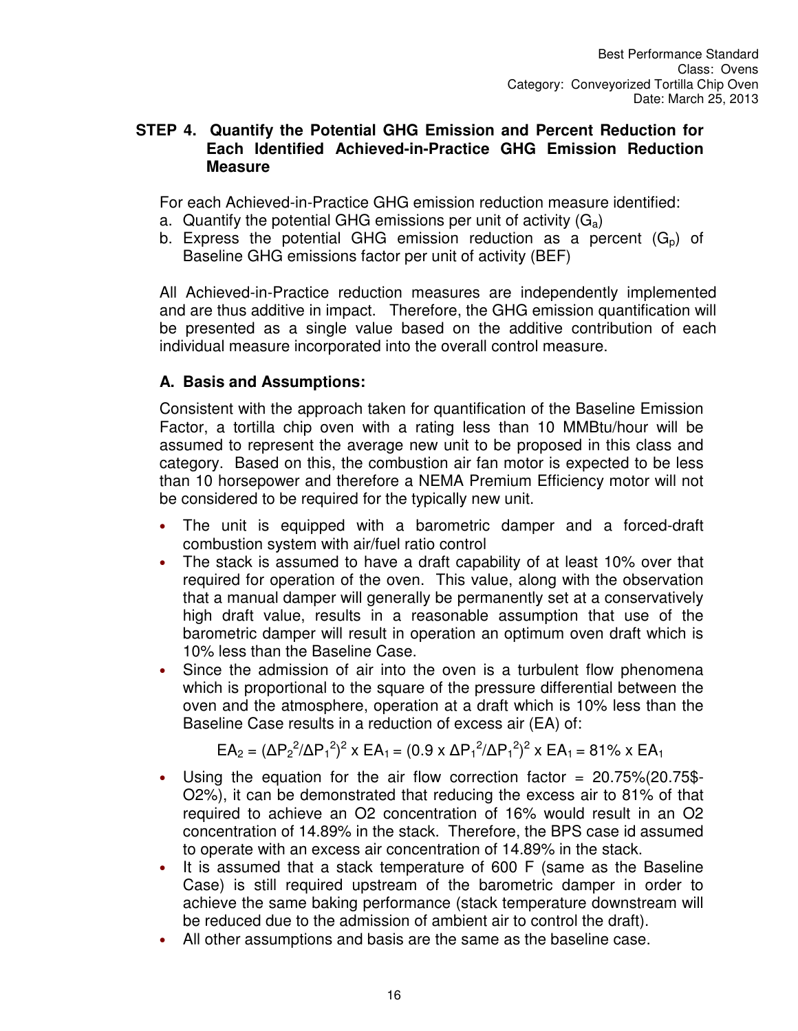## STEP 4. Quantify the Potential GHG Emission and Percent Reduction for Each Identified Achieved-in-Practice GHG Emission Reduction Measure

For each Achieved-in-Practice GHG emission reduction measure identified:

a. Quantify the potential GHG emissions per unit of activity ($G_a$)
b. Express the potential GHG emission reduction as a percent ($G_p$) of Baseline GHG emissions factor per unit of activity (BEF)

All Achieved-in-Practice reduction measures are independently implemented and are thus additive in impact. Therefore, the GHG emission quantification will be presented as a single value based on the additive contribution of each individual measure incorporated into the overall control measure.

### A. Basis and Assumptions:

Consistent with the approach taken for quantification of the Baseline Emission Factor, a tortilla chip oven with a rating less than 10 MMBtu/hour will be assumed to represent the average new unit to be proposed in this class and category. Based on this, the combustion air fan motor is expected to be less than 10 horsepower and therefore a NEMA Premium Efficiency motor will not be considered to be required for the typically new unit.

- The unit is equipped with a barometric damper and a forced-draft combustion system with air/fuel ratio control
- The stack is assumed to have a draft capability of at least 10% over that required for operation of the oven. This value, along with the observation that a manual damper will generally be permanently set at a conservatively high draft value, results in a reasonable assumption that use of the barometric damper will result in operation an optimum oven draft which is 10% less than the Baseline Case.
- Since the admission of air into the oven is a turbulent flow phenomena which is proportional to the square of the pressure differential between the oven and the atmosphere, operation at a draft which is 10% less than the Baseline Case results in a reduction of excess air (EA) of:

$$EA_2 = (\Delta P_2^2/\Delta P_1^2)^2 \text{ x } EA_1 = (0.9 \text{ x } \Delta P_1^2/\Delta P_1^2)^2 \text{ x } EA_1 = 81\% \text{ x } EA_1$$

- Using the equation for the air flow correction factor = 20.75%(20.75$-O2%), it can be demonstrated that reducing the excess air to 81% of that required to achieve an O2 concentration of 16% would result in an O2 concentration of 14.89% in the stack. Therefore, the BPS case id assumed to operate with an excess air concentration of 14.89% in the stack.
- It is assumed that a stack temperature of 600 F (same as the Baseline Case) is still required upstream of the barometric damper in order to achieve the same baking performance (stack temperature downstream will be reduced due to the admission of ambient air to control the draft).
- All other assumptions and basis are the same as the baseline case.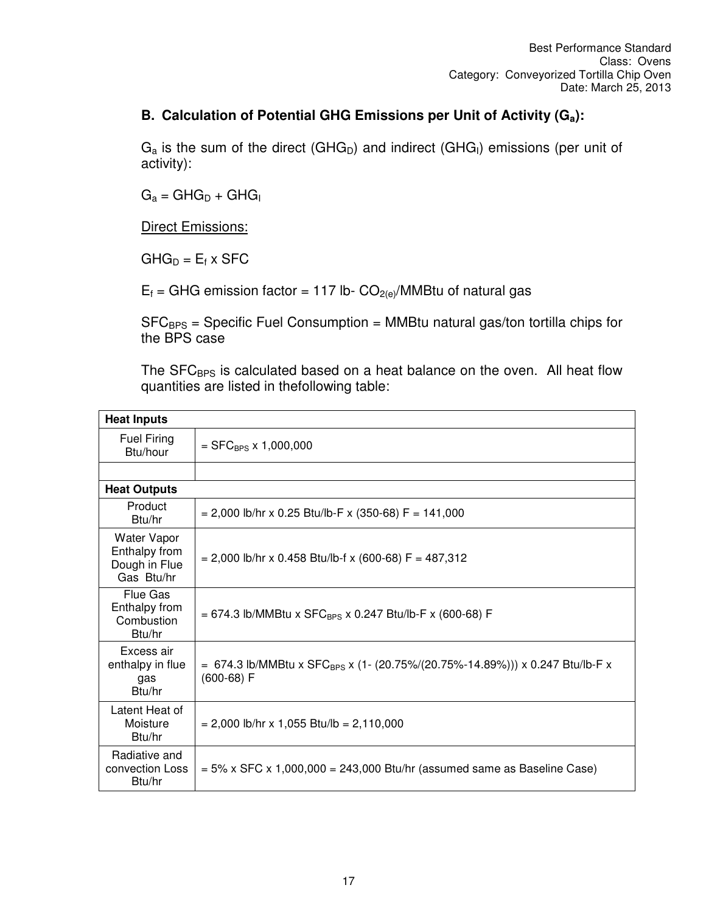## B. Calculation of Potential GHG Emissions per Unit of Activity ($G_a$):

$G_a$ is the sum of the direct ($GHG_D$) and indirect ($GHG_I$) emissions (per unit of activity):

$G_a = GHG_D + GHG_I$

Direct Emissions:

$GHG_D = E_f \times SFC$

$E_f$ = GHG emission factor = 117 lb- $CO_{2(e)}$/MMBtu of natural gas

$SFC_{BPS}$ = Specific Fuel Consumption = MMBtu natural gas/ton tortilla chips for the BPS case

The $SFC_{BPS}$ is calculated based on a heat balance on the oven. All heat flow quantities are listed in thefollowing table:

| **Heat Inputs** | |
|---|---|
| Fuel Firing Btu/hour | $= SFC_{BPS} \times 1{,}000{,}000$ |
| | |
| **Heat Outputs** | |
| Product Btu/hr | = 2,000 lb/hr x 0.25 Btu/lb-F x (350-68) F = 141,000 |
| Water Vapor Enthalpy from Dough in Flue Gas Btu/hr | = 2,000 lb/hr x 0.458 Btu/lb-f x (600-68) F = 487,312 |
| Flue Gas Enthalpy from Combustion Btu/hr | = 674.3 lb/MMBtu x $SFC_{BPS}$ x 0.247 Btu/lb-F x (600-68) F |
| Excess air enthalpy in flue gas Btu/hr | = 674.3 lb/MMBtu x $SFC_{BPS}$ x (1- (20.75%/(20.75%-14.89%))) x 0.247 Btu/lb-F x (600-68) F |
| Latent Heat of Moisture Btu/hr | = 2,000 lb/hr x 1,055 Btu/lb = 2,110,000 |
| Radiative and convection Loss Btu/hr | = 5% x SFC x 1,000,000 = 243,000 Btu/hr (assumed same as Baseline Case) |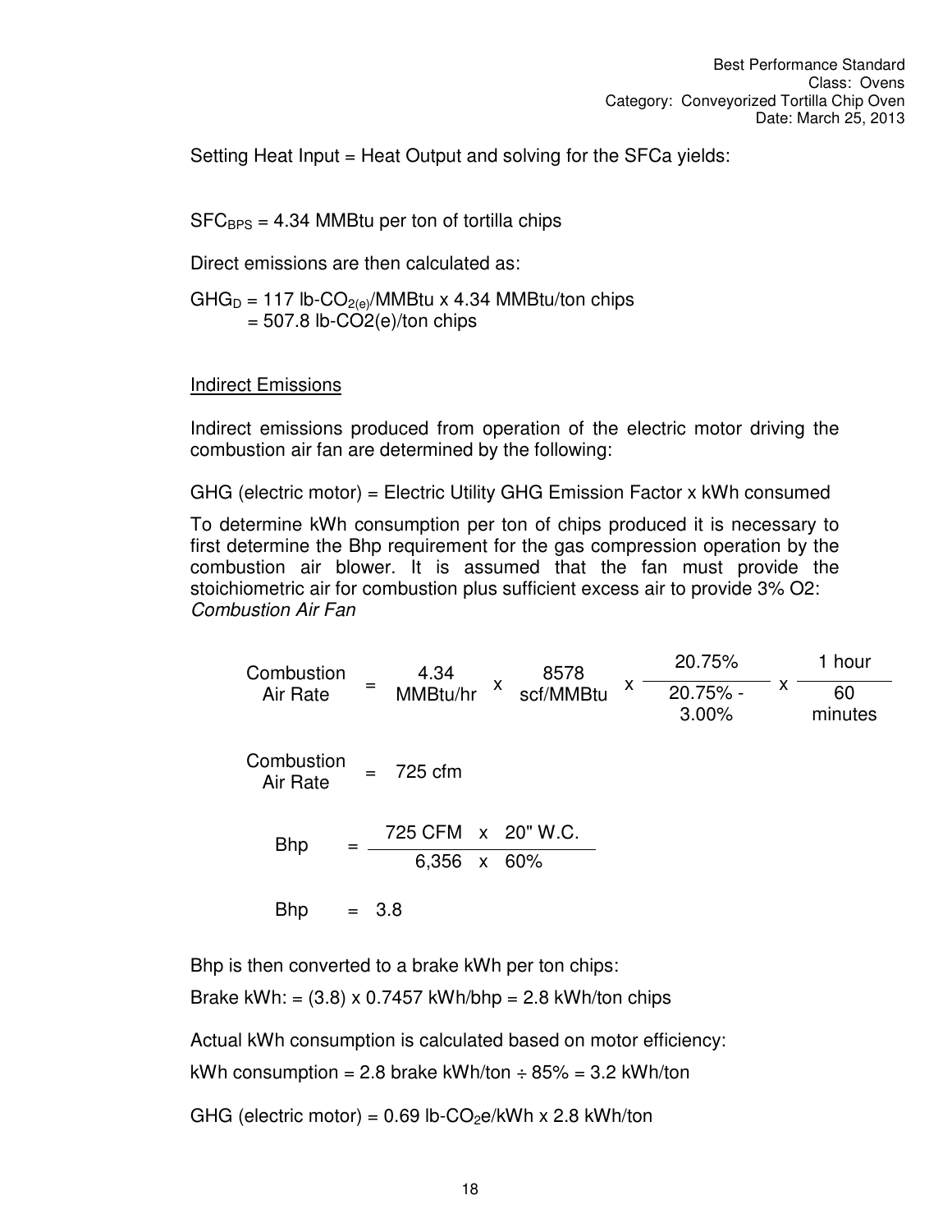Setting Heat Input = Heat Output and solving for the SFCa yields:

$SFC_{BPS}$ = 4.34 MMBtu per ton of tortilla chips

Direct emissions are then calculated as:

$GHG_D$ = 117 lb-$CO_{2(e)}$/MMBtu x 4.34 MMBtu/ton chips
= 507.8 lb-CO2(e)/ton chips

<u>Indirect Emissions</u>

Indirect emissions produced from operation of the electric motor driving the combustion air fan are determined by the following:

GHG (electric motor) = Electric Utility GHG Emission Factor x kWh consumed

To determine kWh consumption per ton of chips produced it is necessary to first determine the Bhp requirement for the gas compression operation by the combustion air blower. It is assumed that the fan must provide the stoichiometric air for combustion plus sufficient excess air to provide 3% O2:
*Combustion Air Fan*

$$\text{Combustion Air Rate} = 4.34\ \text{MMBtu/hr} \times 8578\ \text{scf/MMBtu} \times \frac{20.75\%}{20.75\% - 3.00\%} \times \frac{1\ \text{hour}}{60\ \text{minutes}}$$

$$\text{Combustion Air Rate} = 725\ \text{cfm}$$

$$\text{Bhp} = \frac{725\ \text{CFM} \times 20\text{" W.C.}}{6{,}356 \times 60\%}$$

$$\text{Bhp} = 3.8$$

Bhp is then converted to a brake kWh per ton chips:

Brake kWh: = (3.8) x 0.7457 kWh/bhp = 2.8 kWh/ton chips

Actual kWh consumption is calculated based on motor efficiency:

kWh consumption = 2.8 brake kWh/ton ÷ 85% = 3.2 kWh/ton

GHG (electric motor) = 0.69 lb-$CO_2$e/kWh x 2.8 kWh/ton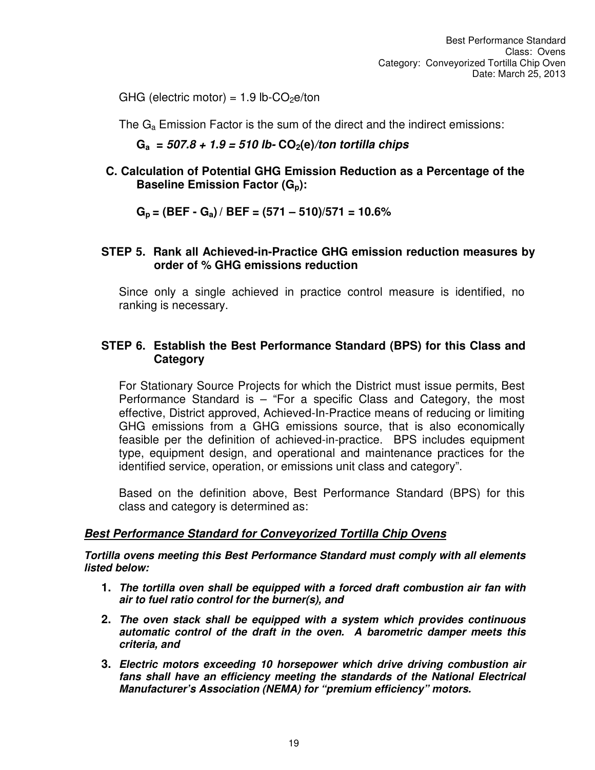GHG (electric motor) = 1.9 lb-$CO_2$e/ton

The $G_a$ Emission Factor is the sum of the direct and the indirect emissions:

$$\mathbf{G_a = 507.8 + 1.9 = 510\ lb\text{-}CO_2(e)/ton\ tortilla\ chips}$$

**C. Calculation of Potential GHG Emission Reduction as a Percentage of the Baseline Emission Factor ($G_p$):**

$$\mathbf{G_p = (BEF - G_a) / BEF = (571 - 510)/571 = 10.6\%}$$

### STEP 5. Rank all Achieved-in-Practice GHG emission reduction measures by order of % GHG emissions reduction

Since only a single achieved in practice control measure is identified, no ranking is necessary.

### STEP 6. Establish the Best Performance Standard (BPS) for this Class and Category

For Stationary Source Projects for which the District must issue permits, Best Performance Standard is – "For a specific Class and Category, the most effective, District approved, Achieved-In-Practice means of reducing or limiting GHG emissions from a GHG emissions source, that is also economically feasible per the definition of achieved-in-practice. BPS includes equipment type, equipment design, and operational and maintenance practices for the identified service, operation, or emissions unit class and category".

Based on the definition above, Best Performance Standard (BPS) for this class and category is determined as:

***<u>Best Performance Standard for Conveyorized Tortilla Chip Ovens</u>***

***Tortilla ovens meeting this Best Performance Standard must comply with all elements listed below:***

1. ***The tortilla oven shall be equipped with a forced draft combustion air fan with air to fuel ratio control for the burner(s), and***
2. ***The oven stack shall be equipped with a system which provides continuous automatic control of the draft in the oven. A barometric damper meets this criteria, and***
3. ***Electric motors exceeding 10 horsepower which drive driving combustion air fans shall have an efficiency meeting the standards of the National Electrical Manufacturer's Association (NEMA) for "premium efficiency" motors.***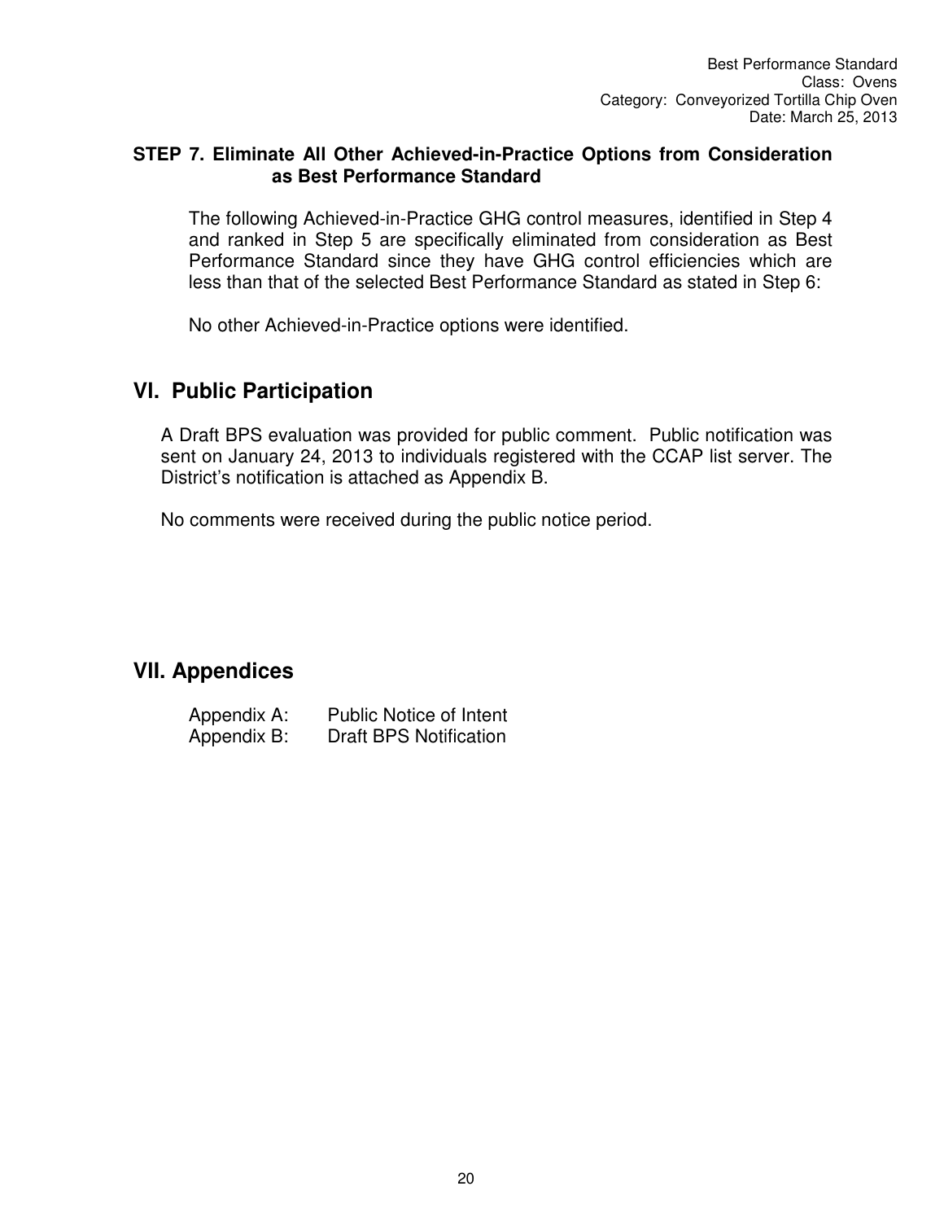**STEP 7. Eliminate All Other Achieved-in-Practice Options from Consideration as Best Performance Standard**

The following Achieved-in-Practice GHG control measures, identified in Step 4 and ranked in Step 5 are specifically eliminated from consideration as Best Performance Standard since they have GHG control efficiencies which are less than that of the selected Best Performance Standard as stated in Step 6:

No other Achieved-in-Practice options were identified.

## VI. Public Participation

A Draft BPS evaluation was provided for public comment. Public notification was sent on January 24, 2013 to individuals registered with the CCAP list server. The District's notification is attached as Appendix B.

No comments were received during the public notice period.

## VII. Appendices

| | |
|---|---|
| Appendix A: | Public Notice of Intent |
| Appendix B: | Draft BPS Notification |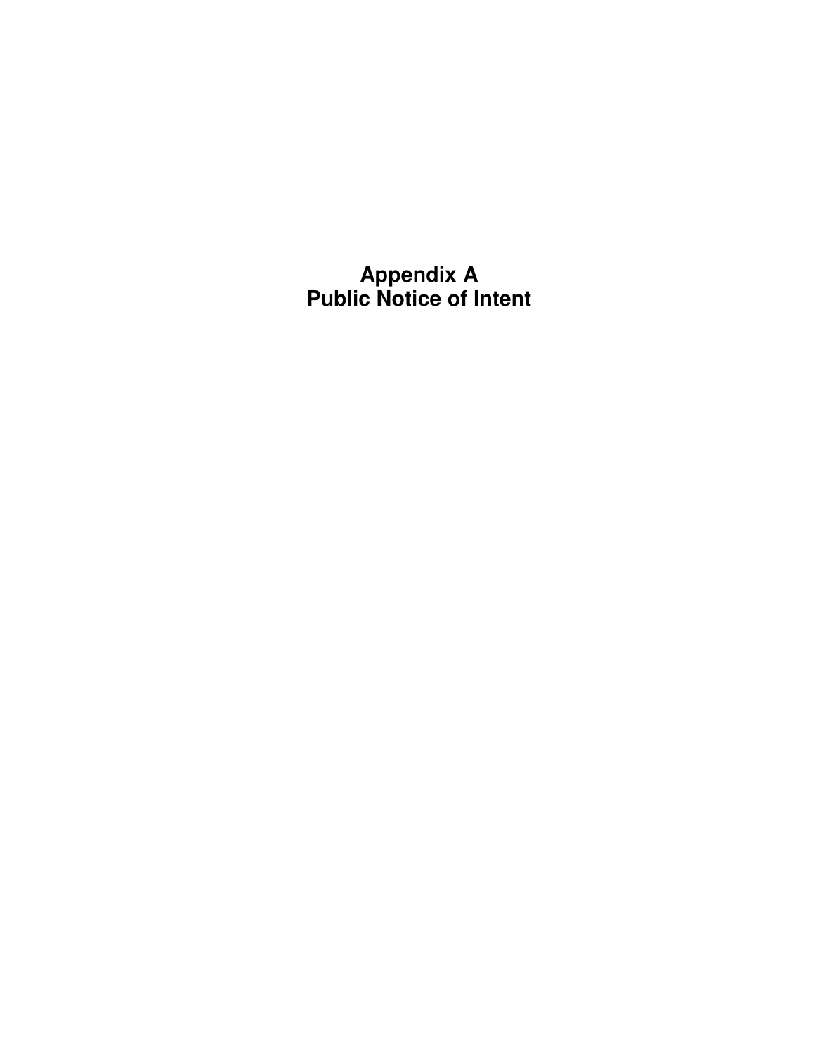# Appendix A
# Public Notice of Intent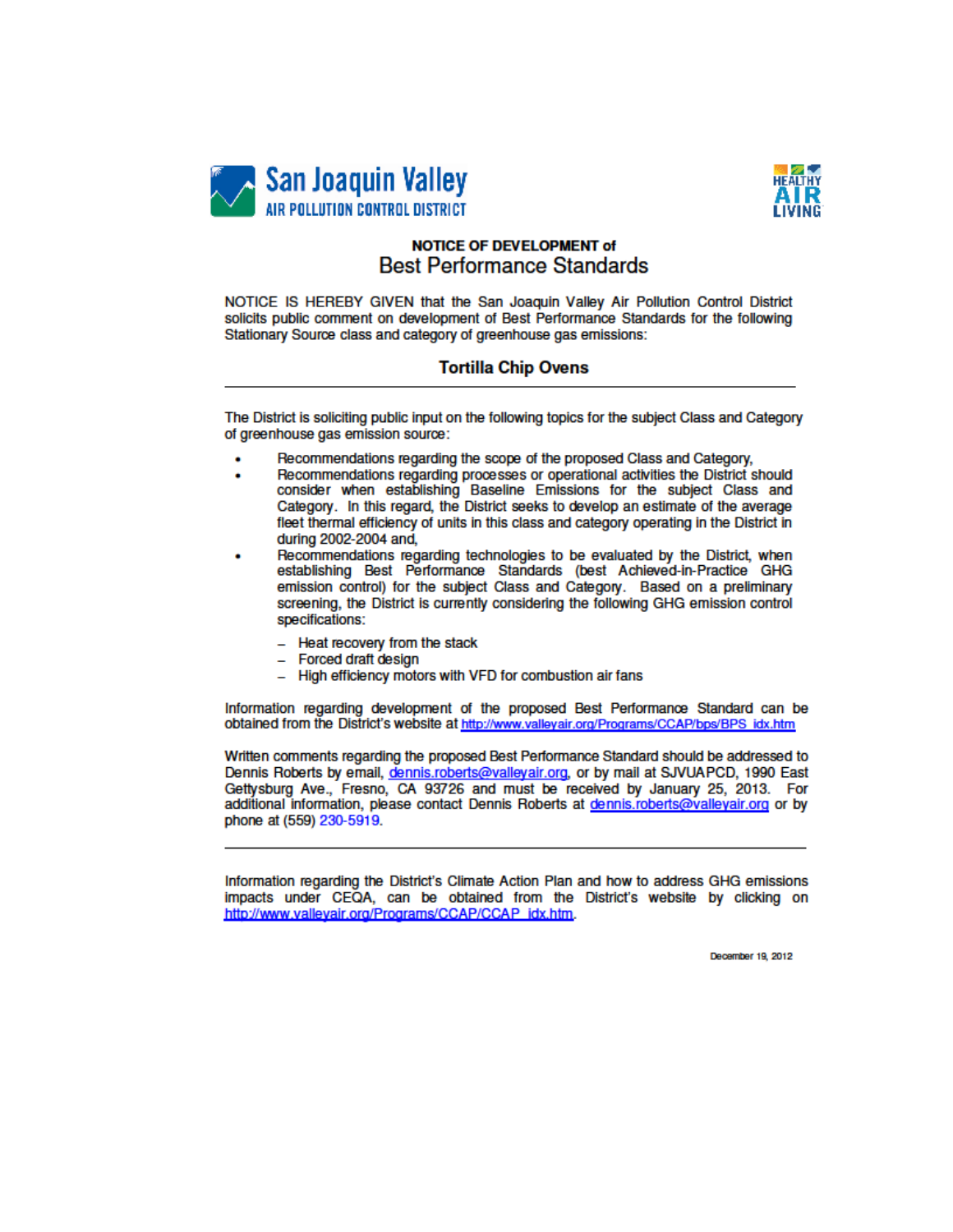San Joaquin Valley
AIR POLLUTION CONTROL DISTRICT

HEALTHY AIR LIVING

**NOTICE OF DEVELOPMENT of**

# Best Performance Standards

NOTICE IS HEREBY GIVEN that the San Joaquin Valley Air Pollution Control District solicits public comment on development of Best Performance Standards for the following Stationary Source class and category of greenhouse gas emissions:

## Tortilla Chip Ovens

---

The District is soliciting public input on the following topics for the subject Class and Category of greenhouse gas emission source:

- Recommendations regarding the scope of the proposed Class and Category,
- Recommendations regarding processes or operational activities the District should consider when establishing Baseline Emissions for the subject Class and Category. In this regard, the District seeks to develop an estimate of the average fleet thermal efficiency of units in this class and category operating in the District in during 2002-2004 and,
- Recommendations regarding technologies to be evaluated by the District, when establishing Best Performance Standards (best Achieved-in-Practice GHG emission control) for the subject Class and Category. Based on a preliminary screening, the District is currently considering the following GHG emission control specifications:
  - Heat recovery from the stack
  - Forced draft design
  - High efficiency motors with VFD for combustion air fans

Information regarding development of the proposed Best Performance Standard can be obtained from the District's website at http://www.valleyair.org/Programs/CCAP/bps/BPS_idx.htm

Written comments regarding the proposed Best Performance Standard should be addressed to Dennis Roberts by email, dennis.roberts@valleyair.org, or by mail at SJVUAPCD, 1990 East Gettysburg Ave., Fresno, CA 93726 and must be received by January 25, 2013. For additional information, please contact Dennis Roberts at dennis.roberts@valleyair.org or by phone at (559) 230-5919.

---

Information regarding the District's Climate Action Plan and how to address GHG emissions impacts under CEQA, can be obtained from the District's website by clicking on http://www.valleyair.org/Programs/CCAP/CCAP_idx.htm.

December 19, 2012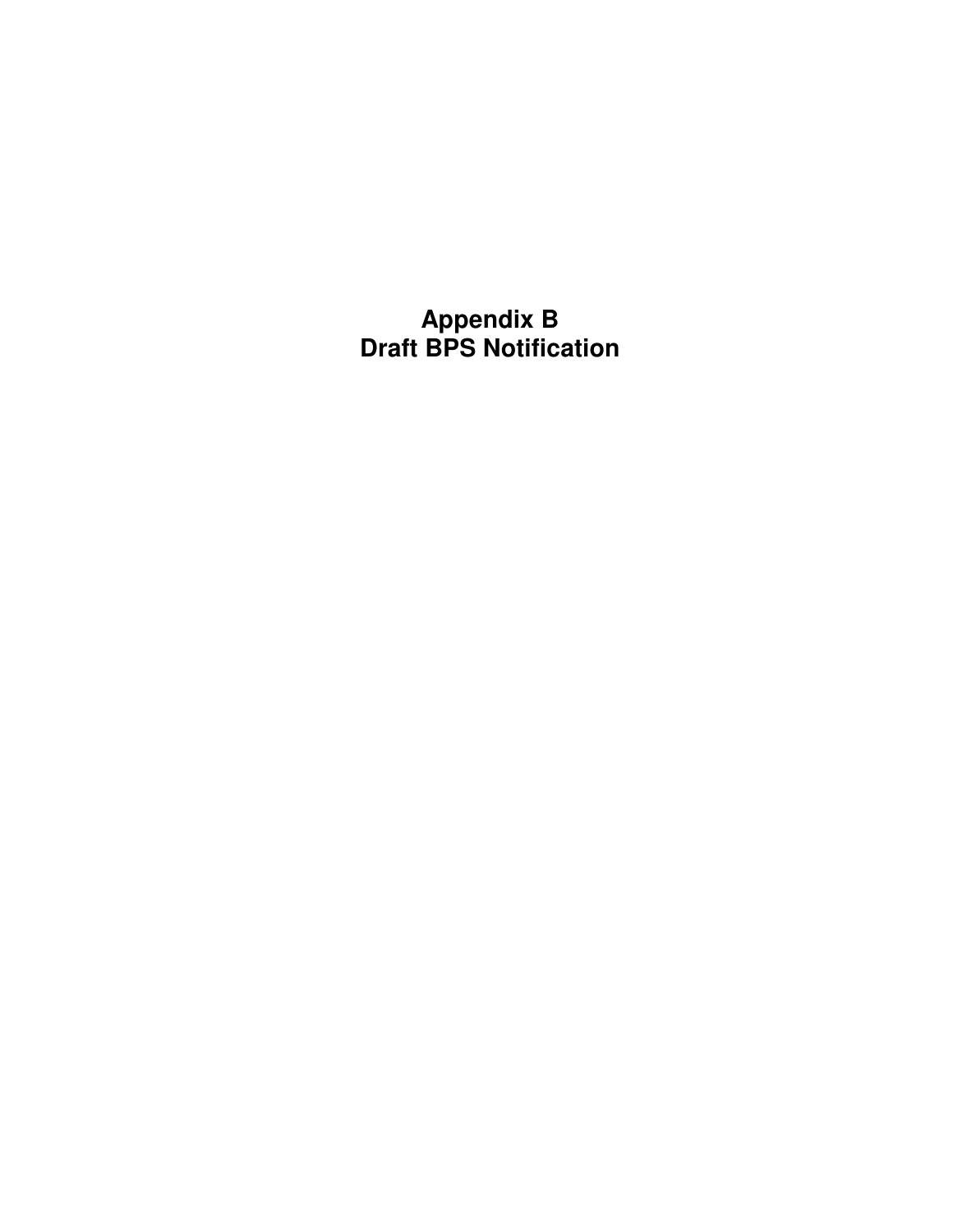# Appendix B
# Draft BPS Notification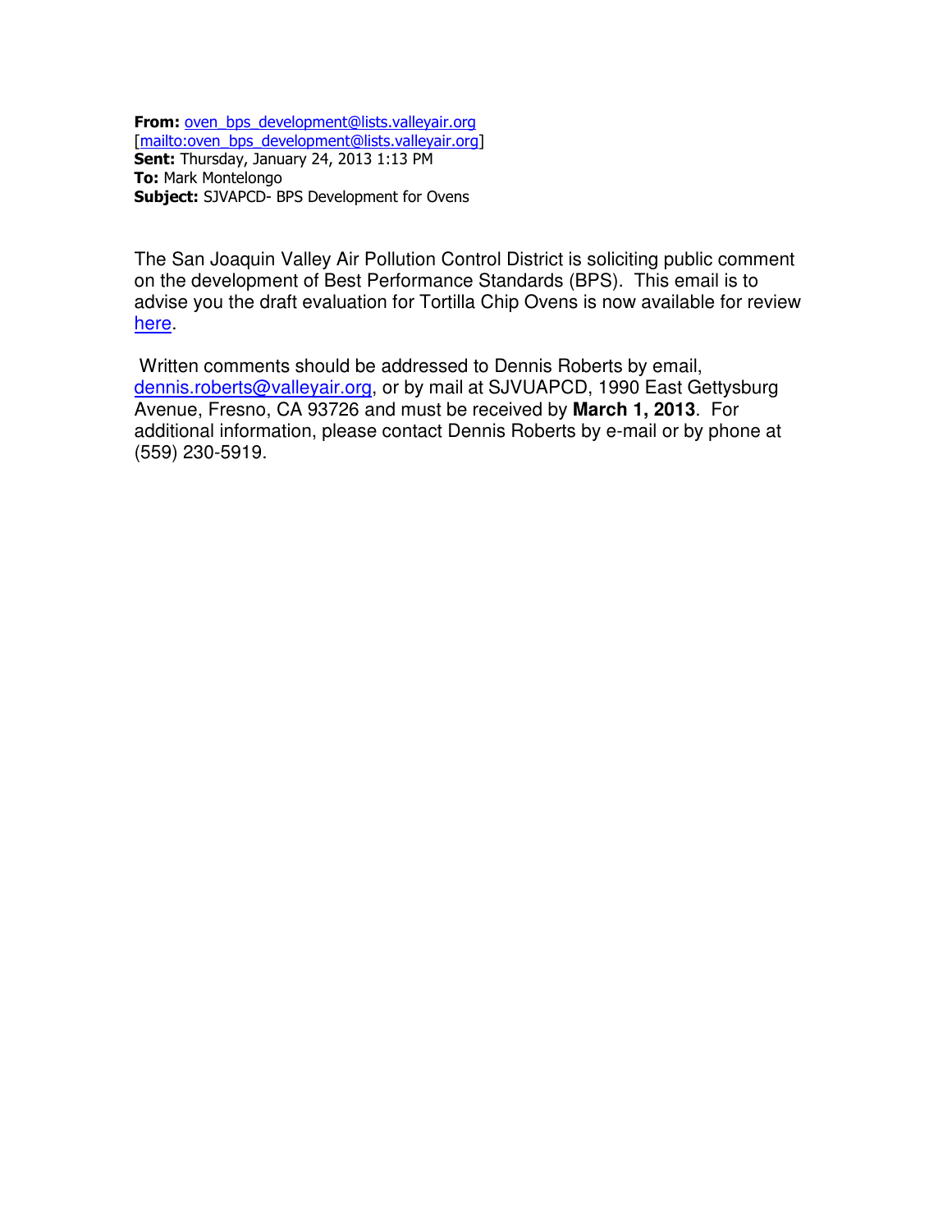**From:** oven_bps_development@lists.valleyair.org
[mailto:oven_bps_development@lists.valleyair.org]
**Sent:** Thursday, January 24, 2013 1:13 PM
**To:** Mark Montelongo
**Subject:** SJVAPCD- BPS Development for Ovens

The San Joaquin Valley Air Pollution Control District is soliciting public comment on the development of Best Performance Standards (BPS). This email is to advise you the draft evaluation for Tortilla Chip Ovens is now available for review here.

Written comments should be addressed to Dennis Roberts by email, dennis.roberts@valleyair.org, or by mail at SJVUAPCD, 1990 East Gettysburg Avenue, Fresno, CA 93726 and must be received by **March 1, 2013**. For additional information, please contact Dennis Roberts by e-mail or by phone at (559) 230-5919.